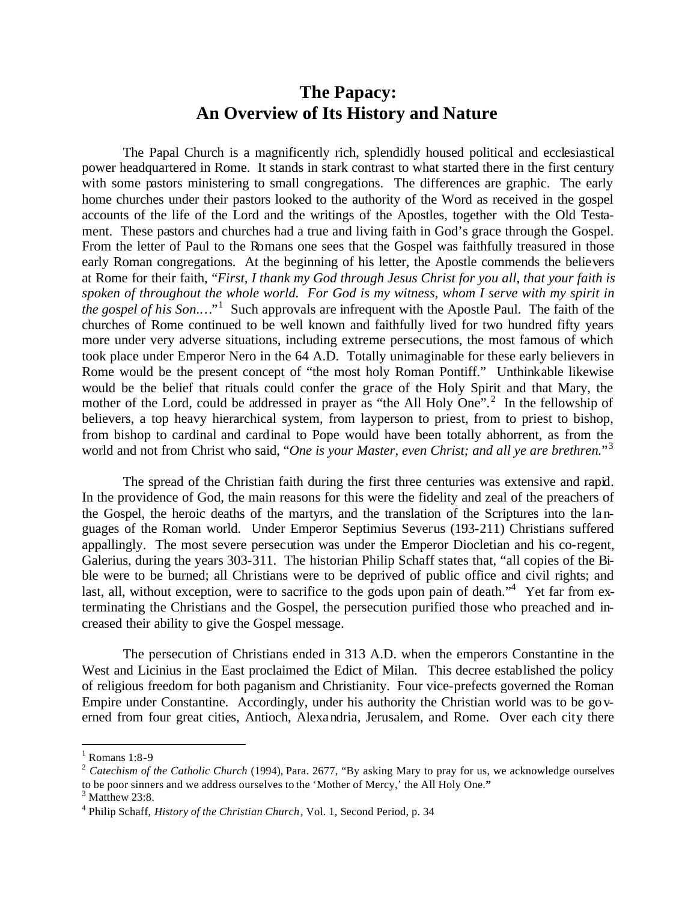# The Papacy: An Overview of Its History and Nature

The Papal Church is a magnificently rich, splendidly housed political and ecclesiastical power headquartered in Rome. It stands in stark contrast to what started there in the first century with some pastors ministering to small congregations. The differences are graphic. The early home churches under their pastors looked to the authority of the Word as received in the gospel accounts of the life of the Lord and the writings of the Apostles, together with the Old Testament. These pastors and churches had a true and living faith in God's grace through the Gospel. From the letter of Paul to the Romans one sees that the Gospel was faithfully treasured in those early Roman congregations. At the beginning of his letter, the Apostle commends the believers at Rome for their faith, "*First, I thank my God through Jesus Christ for you all, that your faith is spoken of throughout the whole world. For God is my witness, whom I serve with my spirit in the gospel of his Son.…*"[1] Such approvals are infrequent with the Apostle Paul. The faith of the churches of Rome continued to be well known and faithfully lived for two hundred fifty years more under very adverse situations, including extreme persecutions, the most famous of which took place under Emperor Nero in the 64 A.D. Totally unimaginable for these early believers in Rome would be the present concept of "the most holy Roman Pontiff." Unthinkable likewise would be the belief that rituals could confer the grace of the Holy Spirit and that Mary, the mother of the Lord, could be addressed in prayer as "the All Holy One".[2] In the fellowship of believers, a top heavy hierarchical system, from layperson to priest, from to priest to bishop, from bishop to cardinal and cardinal to Pope would have been totally abhorrent, as from the world and not from Christ who said, "*One is your Master, even Christ; and all ye are brethren.*"[3]

The spread of the Christian faith during the first three centuries was extensive and rapid. In the providence of God, the main reasons for this were the fidelity and zeal of the preachers of the Gospel, the heroic deaths of the martyrs, and the translation of the Scriptures into the languages of the Roman world. Under Emperor Septimius Severus (193-211) Christians suffered appallingly. The most severe persecution was under the Emperor Diocletian and his co-regent, Galerius, during the years 303-311. The historian Philip Schaff states that, "all copies of the Bible were to be burned; all Christians were to be deprived of public office and civil rights; and last, all, without exception, were to sacrifice to the gods upon pain of death."[4] Yet far from exterminating the Christians and the Gospel, the persecution purified those who preached and increased their ability to give the Gospel message.

The persecution of Christians ended in 313 A.D. when the emperors Constantine in the West and Licinius in the East proclaimed the Edict of Milan. This decree established the policy of religious freedom for both paganism and Christianity. Four vice-prefects governed the Roman Empire under Constantine. Accordingly, under his authority the Christian world was to be governed from four great cities, Antioch, Alexandria, Jerusalem, and Rome. Over each city there

---

[1] Romans 1:8-9

[2] *Catechism of the Catholic Church* (1994), Para. 2677, "By asking Mary to pray for us, we acknowledge ourselves to be poor sinners and we address ourselves to the 'Mother of Mercy,' the All Holy One."

[3] Matthew 23:8.

[4] Philip Schaff, *History of the Christian Church*, Vol. 1, Second Period, p. 34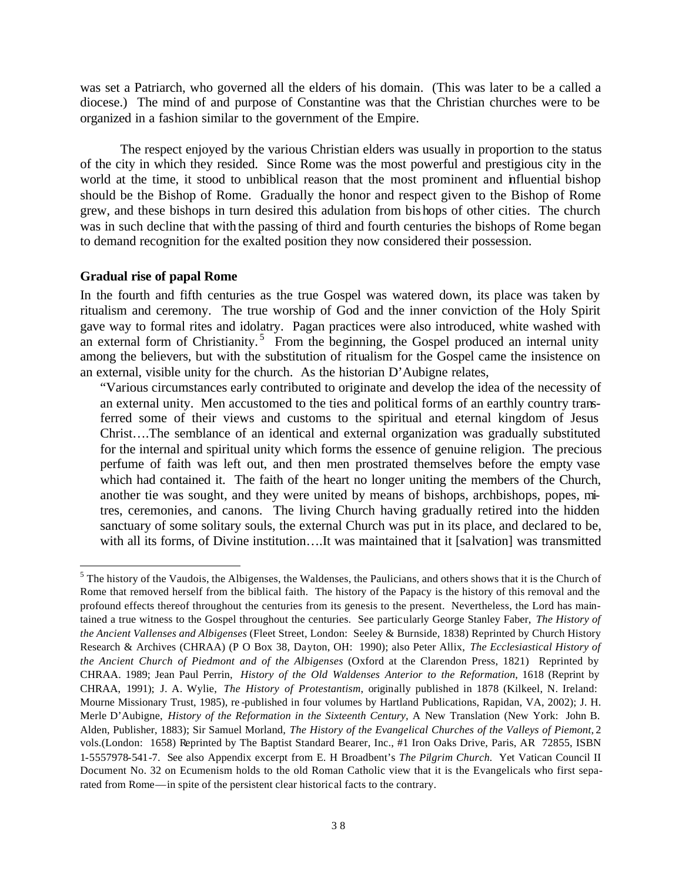was set a Patriarch, who governed all the elders of his domain. (This was later to be a called a diocese.) The mind of and purpose of Constantine was that the Christian churches were to be organized in a fashion similar to the government of the Empire.

The respect enjoyed by the various Christian elders was usually in proportion to the status of the city in which they resided. Since Rome was the most powerful and prestigious city in the world at the time, it stood to unbiblical reason that the most prominent and influential bishop should be the Bishop of Rome. Gradually the honor and respect given to the Bishop of Rome grew, and these bishops in turn desired this adulation from bishops of other cities. The church was in such decline that with the passing of third and fourth centuries the bishops of Rome began to demand recognition for the exalted position they now considered their possession.

**Gradual rise of papal Rome**

In the fourth and fifth centuries as the true Gospel was watered down, its place was taken by ritualism and ceremony. The true worship of God and the inner conviction of the Holy Spirit gave way to formal rites and idolatry. Pagan practices were also introduced, white washed with an external form of Christianity.[5] From the beginning, the Gospel produced an internal unity among the believers, but with the substitution of ritualism for the Gospel came the insistence on an external, visible unity for the church. As the historian D'Aubigne relates,

> "Various circumstances early contributed to originate and develop the idea of the necessity of an external unity. Men accustomed to the ties and political forms of an earthly country transferred some of their views and customs to the spiritual and eternal kingdom of Jesus Christ….The semblance of an identical and external organization was gradually substituted for the internal and spiritual unity which forms the essence of genuine religion. The precious perfume of faith was left out, and then men prostrated themselves before the empty vase which had contained it. The faith of the heart no longer uniting the members of the Church, another tie was sought, and they were united by means of bishops, archbishops, popes, mitres, ceremonies, and canons. The living Church having gradually retired into the hidden sanctuary of some solitary souls, the external Church was put in its place, and declared to be, with all its forms, of Divine institution….It was maintained that it [salvation] was transmitted

---

[5] The history of the Vaudois, the Albigenses, the Waldenses, the Paulicians, and others shows that it is the Church of Rome that removed herself from the biblical faith. The history of the Papacy is the history of this removal and the profound effects thereof throughout the centuries from its genesis to the present. Nevertheless, the Lord has maintained a true witness to the Gospel throughout the centuries. See particularly George Stanley Faber, *The History of the Ancient Vallenses and Albigenses* (Fleet Street, London: Seeley & Burnside, 1838) Reprinted by Church History Research & Archives (CHRAA) (P O Box 38, Dayton, OH: 1990); also Peter Allix, *The Ecclesiastical History of the Ancient Church of Piedmont and of the Albigenses* (Oxford at the Clarendon Press, 1821) Reprinted by CHRAA. 1989; Jean Paul Perrin, *History of the Old Waldenses Anterior to the Reformation*, 1618 (Reprint by CHRAA, 1991); J. A. Wylie, *The History of Protestantism*, originally published in 1878 (Kilkeel, N. Ireland: Mourne Missionary Trust, 1985), re-published in four volumes by Hartland Publications, Rapidan, VA, 2002); J. H. Merle D'Aubigne, *History of the Reformation in the Sixteenth Century*, A New Translation (New York: John B. Alden, Publisher, 1883); Sir Samuel Morland, *The History of the Evangelical Churches of the Valleys of Piemont*, 2 vols.(London: 1658) Reprinted by The Baptist Standard Bearer, Inc., #1 Iron Oaks Drive, Paris, AR 72855, ISBN 1-5557978-541-7. See also Appendix excerpt from E. H Broadbent's *The Pilgrim Church.* Yet Vatican Council II Document No. 32 on Ecumenism holds to the old Roman Catholic view that it is the Evangelicals who first separated from Rome—in spite of the persistent clear historical facts to the contrary.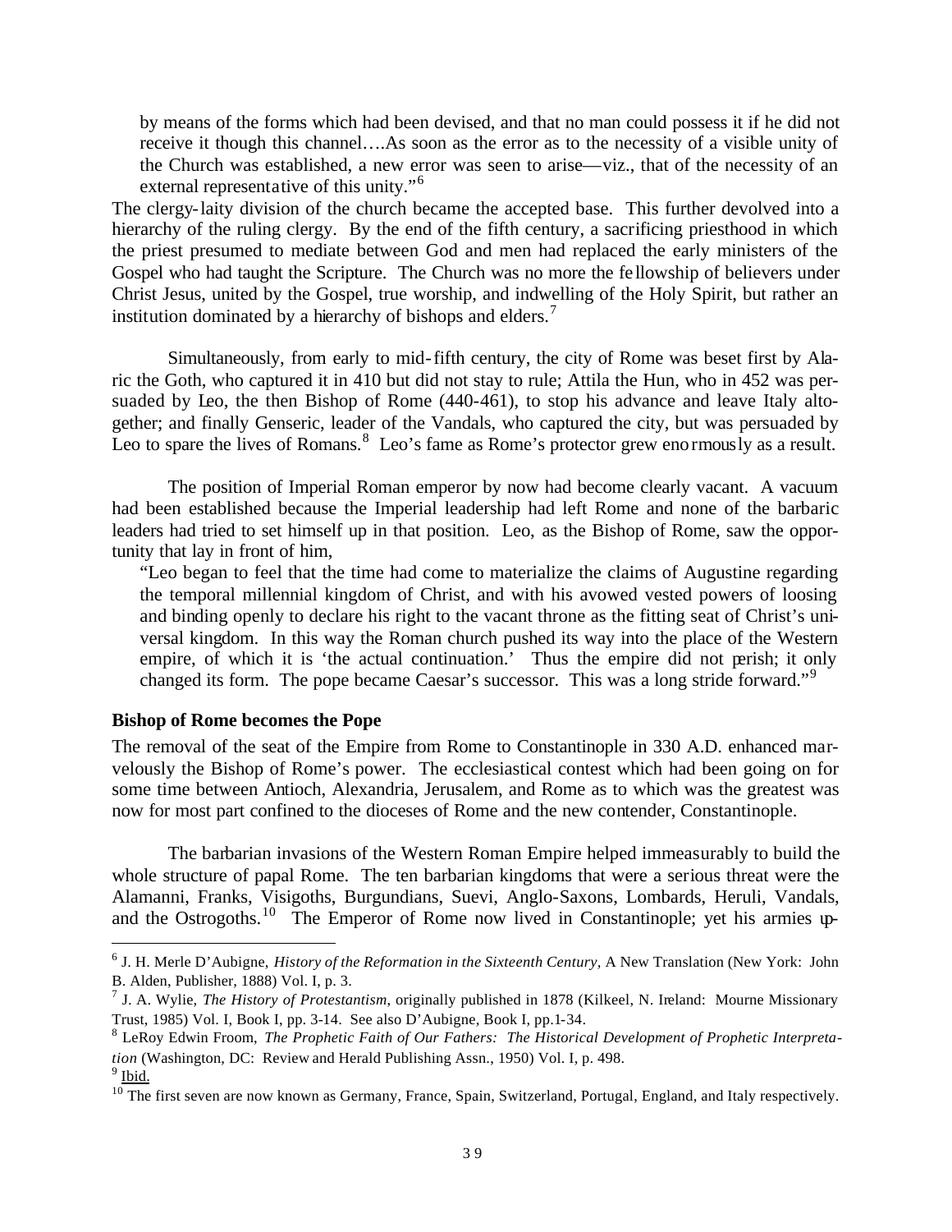> by means of the forms which had been devised, and that no man could possess it if he did not receive it though this channel….As soon as the error as to the necessity of a visible unity of the Church was established, a new error was seen to arise—viz., that of the necessity of an external representative of this unity."[6]

The clergy-laity division of the church became the accepted base. This further devolved into a hierarchy of the ruling clergy. By the end of the fifth century, a sacrificing priesthood in which the priest presumed to mediate between God and men had replaced the early ministers of the Gospel who had taught the Scripture. The Church was no more the fellowship of believers under Christ Jesus, united by the Gospel, true worship, and indwelling of the Holy Spirit, but rather an institution dominated by a hierarchy of bishops and elders.[7]

Simultaneously, from early to mid-fifth century, the city of Rome was beset first by Alaric the Goth, who captured it in 410 but did not stay to rule; Attila the Hun, who in 452 was persuaded by Leo, the then Bishop of Rome (440-461), to stop his advance and leave Italy altogether; and finally Genseric, leader of the Vandals, who captured the city, but was persuaded by Leo to spare the lives of Romans.[8] Leo's fame as Rome's protector grew enormously as a result.

The position of Imperial Roman emperor by now had become clearly vacant. A vacuum had been established because the Imperial leadership had left Rome and none of the barbaric leaders had tried to set himself up in that position. Leo, as the Bishop of Rome, saw the opportunity that lay in front of him,

> "Leo began to feel that the time had come to materialize the claims of Augustine regarding the temporal millennial kingdom of Christ, and with his avowed vested powers of loosing and binding openly to declare his right to the vacant throne as the fitting seat of Christ's universal kingdom. In this way the Roman church pushed its way into the place of the Western empire, of which it is 'the actual continuation.' Thus the empire did not perish; it only changed its form. The pope became Caesar's successor. This was a long stride forward."[9]

### Bishop of Rome becomes the Pope

The removal of the seat of the Empire from Rome to Constantinople in 330 A.D. enhanced marvelously the Bishop of Rome's power. The ecclesiastical contest which had been going on for some time between Antioch, Alexandria, Jerusalem, and Rome as to which was the greatest was now for most part confined to the dioceses of Rome and the new contender, Constantinople.

The barbarian invasions of the Western Roman Empire helped immeasurably to build the whole structure of papal Rome. The ten barbarian kingdoms that were a serious threat were the Alamanni, Franks, Visigoths, Burgundians, Suevi, Anglo-Saxons, Lombards, Heruli, Vandals, and the Ostrogoths.[10] The Emperor of Rome now lived in Constantinople; yet his armies up-

---

[6] J. H. Merle D'Aubigne, *History of the Reformation in the Sixteenth Century*, A New Translation (New York: John B. Alden, Publisher, 1888) Vol. I, p. 3.

[7] J. A. Wylie, *The History of Protestantism*, originally published in 1878 (Kilkeel, N. Ireland: Mourne Missionary Trust, 1985) Vol. I, Book I, pp. 3-14. See also D'Aubigne, Book I, pp.1-34.

[8] LeRoy Edwin Froom, *The Prophetic Faith of Our Fathers: The Historical Development of Prophetic Interpretation* (Washington, DC: Review and Herald Publishing Assn., 1950) Vol. I, p. 498.

[9] Ibid.

[10] The first seven are now known as Germany, France, Spain, Switzerland, Portugal, England, and Italy respectively.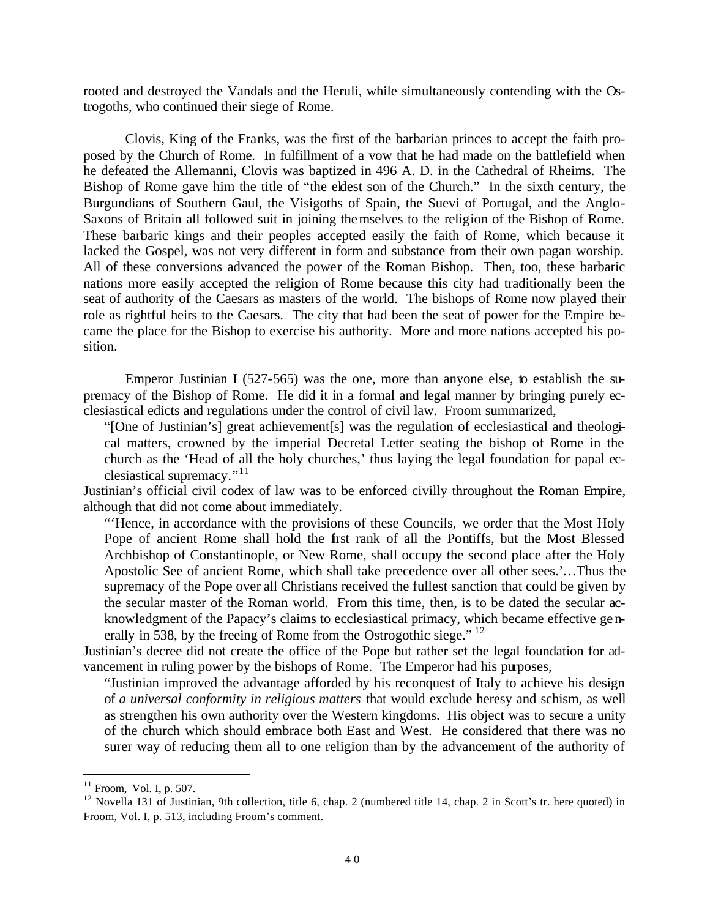rooted and destroyed the Vandals and the Heruli, while simultaneously contending with the Ostrogoths, who continued their siege of Rome.

Clovis, King of the Franks, was the first of the barbarian princes to accept the faith proposed by the Church of Rome. In fulfillment of a vow that he had made on the battlefield when he defeated the Allemanni, Clovis was baptized in 496 A. D. in the Cathedral of Rheims. The Bishop of Rome gave him the title of "the eldest son of the Church." In the sixth century, the Burgundians of Southern Gaul, the Visigoths of Spain, the Suevi of Portugal, and the Anglo-Saxons of Britain all followed suit in joining themselves to the religion of the Bishop of Rome. These barbaric kings and their peoples accepted easily the faith of Rome, which because it lacked the Gospel, was not very different in form and substance from their own pagan worship. All of these conversions advanced the power of the Roman Bishop. Then, too, these barbaric nations more easily accepted the religion of Rome because this city had traditionally been the seat of authority of the Caesars as masters of the world. The bishops of Rome now played their role as rightful heirs to the Caesars. The city that had been the seat of power for the Empire became the place for the Bishop to exercise his authority. More and more nations accepted his position.

Emperor Justinian I (527-565) was the one, more than anyone else, to establish the supremacy of the Bishop of Rome. He did it in a formal and legal manner by bringing purely ecclesiastical edicts and regulations under the control of civil law. Froom summarized,

> "[One of Justinian's] great achievement[s] was the regulation of ecclesiastical and theological matters, crowned by the imperial Decretal Letter seating the bishop of Rome in the church as the 'Head of all the holy churches,' thus laying the legal foundation for papal ecclesiastical supremacy."[11]

Justinian's official civil codex of law was to be enforced civilly throughout the Roman Empire, although that did not come about immediately.

> "'Hence, in accordance with the provisions of these Councils, we order that the Most Holy Pope of ancient Rome shall hold the first rank of all the Pontiffs, but the Most Blessed Archbishop of Constantinople, or New Rome, shall occupy the second place after the Holy Apostolic See of ancient Rome, which shall take precedence over all other sees.'…Thus the supremacy of the Pope over all Christians received the fullest sanction that could be given by the secular master of the Roman world. From this time, then, is to be dated the secular acknowledgment of the Papacy's claims to ecclesiastical primacy, which became effective generally in 538, by the freeing of Rome from the Ostrogothic siege."[12]

Justinian's decree did not create the office of the Pope but rather set the legal foundation for advancement in ruling power by the bishops of Rome. The Emperor had his purposes,

> "Justinian improved the advantage afforded by his reconquest of Italy to achieve his design of *a universal conformity in religious matters* that would exclude heresy and schism, as well as strengthen his own authority over the Western kingdoms. His object was to secure a unity of the church which should embrace both East and West. He considered that there was no surer way of reducing them all to one religion than by the advancement of the authority of

---

[11] Froom, Vol. I, p. 507.

[12] Novella 131 of Justinian, 9th collection, title 6, chap. 2 (numbered title 14, chap. 2 in Scott's tr. here quoted) in Froom, Vol. I, p. 513, including Froom's comment.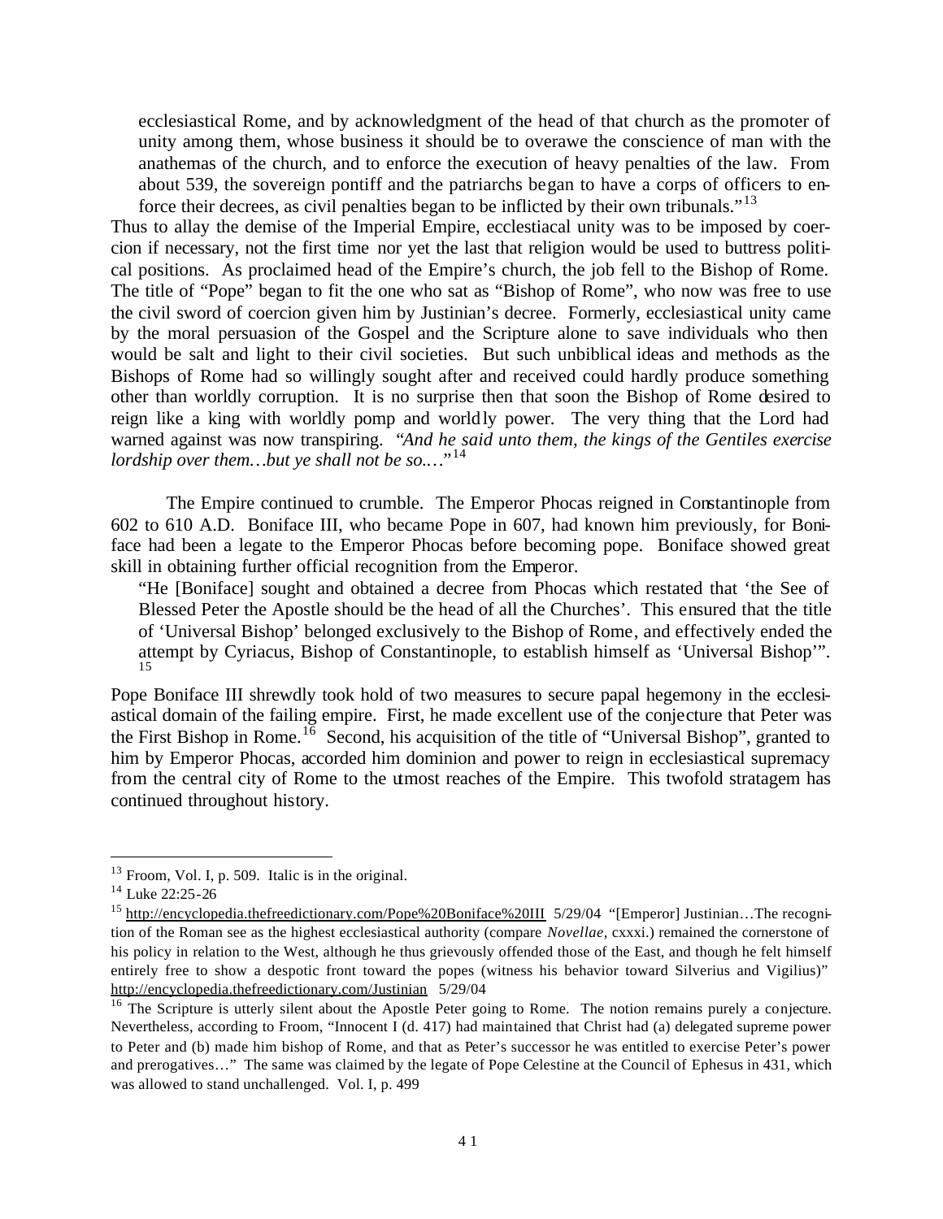> ecclesiastical Rome, and by acknowledgment of the head of that church as the promoter of unity among them, whose business it should be to overawe the conscience of man with the anathemas of the church, and to enforce the execution of heavy penalties of the law. From about 539, the sovereign pontiff and the patriarchs began to have a corps of officers to enforce their decrees, as civil penalties began to be inflicted by their own tribunals."[13]

Thus to allay the demise of the Imperial Empire, ecclestiacal unity was to be imposed by coercion if necessary, not the first time nor yet the last that religion would be used to buttress political positions. As proclaimed head of the Empire's church, the job fell to the Bishop of Rome. The title of "Pope" began to fit the one who sat as "Bishop of Rome", who now was free to use the civil sword of coercion given him by Justinian's decree. Formerly, ecclesiastical unity came by the moral persuasion of the Gospel and the Scripture alone to save individuals who then would be salt and light to their civil societies. But such unbiblical ideas and methods as the Bishops of Rome had so willingly sought after and received could hardly produce something other than worldly corruption. It is no surprise then that soon the Bishop of Rome desired to reign like a king with worldly pomp and worldly power. The very thing that the Lord had warned against was now transpiring. *"And he said unto them, the kings of the Gentiles exercise lordship over them…but ye shall not be so.…"*[14]

The Empire continued to crumble. The Emperor Phocas reigned in Constantinople from 602 to 610 A.D. Boniface III, who became Pope in 607, had known him previously, for Boniface had been a legate to the Emperor Phocas before becoming pope. Boniface showed great skill in obtaining further official recognition from the Emperor.

> "He [Boniface] sought and obtained a decree from Phocas which restated that 'the See of Blessed Peter the Apostle should be the head of all the Churches'. This ensured that the title of 'Universal Bishop' belonged exclusively to the Bishop of Rome, and effectively ended the attempt by Cyriacus, Bishop of Constantinople, to establish himself as 'Universal Bishop'".[15]

Pope Boniface III shrewdly took hold of two measures to secure papal hegemony in the ecclesiastical domain of the failing empire. First, he made excellent use of the conjecture that Peter was the First Bishop in Rome.[16] Second, his acquisition of the title of "Universal Bishop", granted to him by Emperor Phocas, accorded him dominion and power to reign in ecclesiastical supremacy from the central city of Rome to the utmost reaches of the Empire. This twofold stratagem has continued throughout history.

---

[13] Froom, Vol. I, p. 509. Italic is in the original.

[14] Luke 22:25-26

[15] http://encyclopedia.thefreedictionary.com/Pope%20Boniface%20III 5/29/04 "[Emperor] Justinian…The recognition of the Roman see as the highest ecclesiastical authority (compare *Novellae*, cxxxi.) remained the cornerstone of his policy in relation to the West, although he thus grievously offended those of the East, and though he felt himself entirely free to show a despotic front toward the popes (witness his behavior toward Silverius and Vigilius)" http://encyclopedia.thefreedictionary.com/Justinian 5/29/04

[16] The Scripture is utterly silent about the Apostle Peter going to Rome. The notion remains purely a conjecture. Nevertheless, according to Froom, "Innocent I (d. 417) had maintained that Christ had (a) delegated supreme power to Peter and (b) made him bishop of Rome, and that as Peter's successor he was entitled to exercise Peter's power and prerogatives…" The same was claimed by the legate of Pope Celestine at the Council of Ephesus in 431, which was allowed to stand unchallenged. Vol. I, p. 499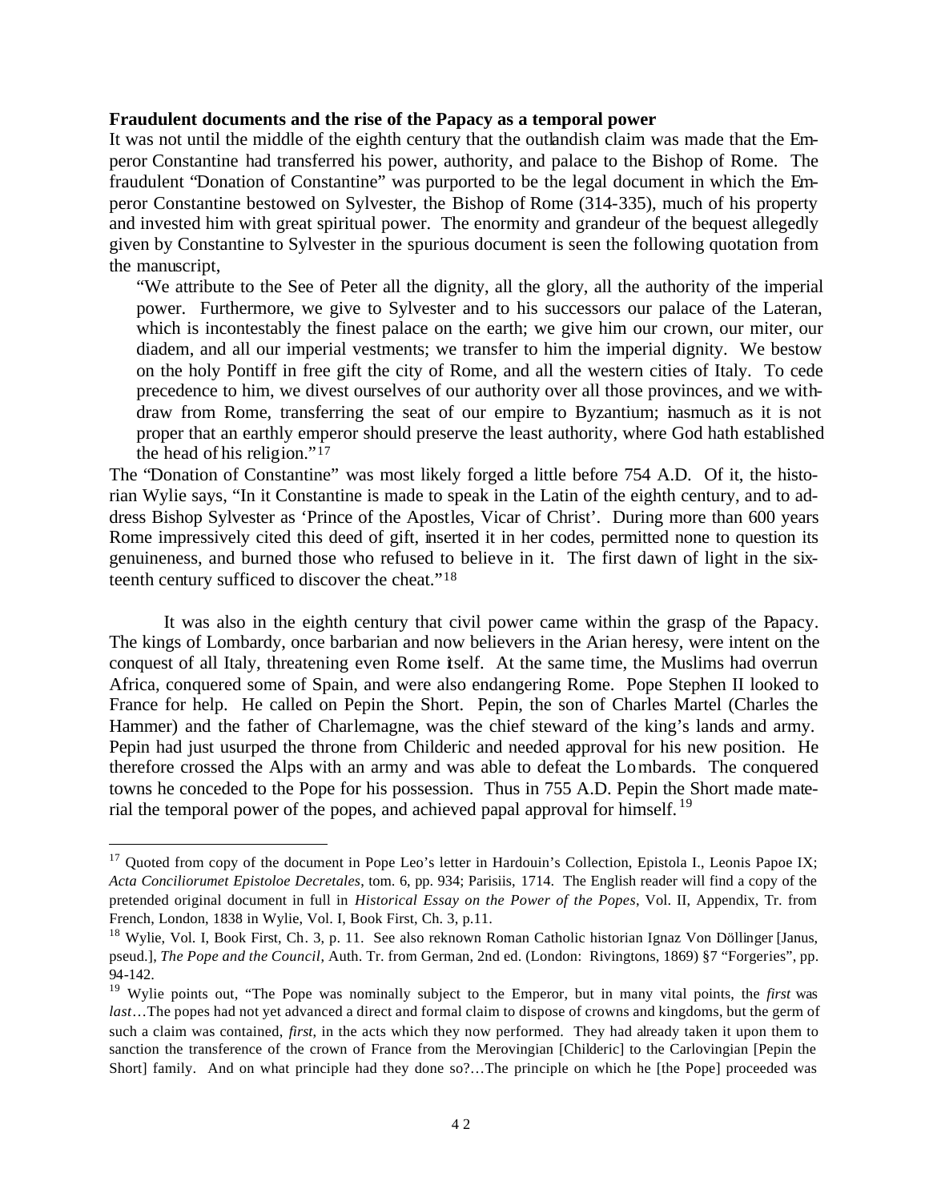**Fraudulent documents and the rise of the Papacy as a temporal power**

It was not until the middle of the eighth century that the outlandish claim was made that the Emperor Constantine had transferred his power, authority, and palace to the Bishop of Rome. The fraudulent "Donation of Constantine" was purported to be the legal document in which the Emperor Constantine bestowed on Sylvester, the Bishop of Rome (314-335), much of his property and invested him with great spiritual power. The enormity and grandeur of the bequest allegedly given by Constantine to Sylvester in the spurious document is seen the following quotation from the manuscript,

> "We attribute to the See of Peter all the dignity, all the glory, all the authority of the imperial power. Furthermore, we give to Sylvester and to his successors our palace of the Lateran, which is incontestably the finest palace on the earth; we give him our crown, our miter, our diadem, and all our imperial vestments; we transfer to him the imperial dignity. We bestow on the holy Pontiff in free gift the city of Rome, and all the western cities of Italy. To cede precedence to him, we divest ourselves of our authority over all those provinces, and we withdraw from Rome, transferring the seat of our empire to Byzantium; inasmuch as it is not proper that an earthly emperor should preserve the least authority, where God hath established the head of his religion."[17]

The "Donation of Constantine" was most likely forged a little before 754 A.D. Of it, the historian Wylie says, "In it Constantine is made to speak in the Latin of the eighth century, and to address Bishop Sylvester as 'Prince of the Apostles, Vicar of Christ'. During more than 600 years Rome impressively cited this deed of gift, inserted it in her codes, permitted none to question its genuineness, and burned those who refused to believe in it. The first dawn of light in the sixteenth century sufficed to discover the cheat."[18]

It was also in the eighth century that civil power came within the grasp of the Papacy. The kings of Lombardy, once barbarian and now believers in the Arian heresy, were intent on the conquest of all Italy, threatening even Rome itself. At the same time, the Muslims had overrun Africa, conquered some of Spain, and were also endangering Rome. Pope Stephen II looked to France for help. He called on Pepin the Short. Pepin, the son of Charles Martel (Charles the Hammer) and the father of Charlemagne, was the chief steward of the king's lands and army. Pepin had just usurped the throne from Childeric and needed approval for his new position. He therefore crossed the Alps with an army and was able to defeat the Lombards. The conquered towns he conceded to the Pope for his possession. Thus in 755 A.D. Pepin the Short made material the temporal power of the popes, and achieved papal approval for himself.[19]

---

[17] Quoted from copy of the document in Pope Leo's letter in Hardouin's Collection, Epistola I., Leonis Papoe IX; *Acta Conciliorumet Epistoloe Decretales*, tom. 6, pp. 934; Parisiis, 1714. The English reader will find a copy of the pretended original document in full in *Historical Essay on the Power of the Popes*, Vol. II, Appendix, Tr. from French, London, 1838 in Wylie, Vol. I, Book First, Ch. 3, p.11.

[18] Wylie, Vol. I, Book First, Ch. 3, p. 11. See also reknown Roman Catholic historian Ignaz Von Döllinger [Janus, pseud.], *The Pope and the Council*, Auth. Tr. from German, 2nd ed. (London: Rivingtons, 1869) §7 "Forgeries", pp. 94-142.

[19] Wylie points out, "The Pope was nominally subject to the Emperor, but in many vital points, the *first* was *last*…The popes had not yet advanced a direct and formal claim to dispose of crowns and kingdoms, but the germ of such a claim was contained, *first*, in the acts which they now performed. They had already taken it upon them to sanction the transference of the crown of France from the Merovingian [Childeric] to the Carlovingian [Pepin the Short] family. And on what principle had they done so?…The principle on which he [the Pope] proceeded was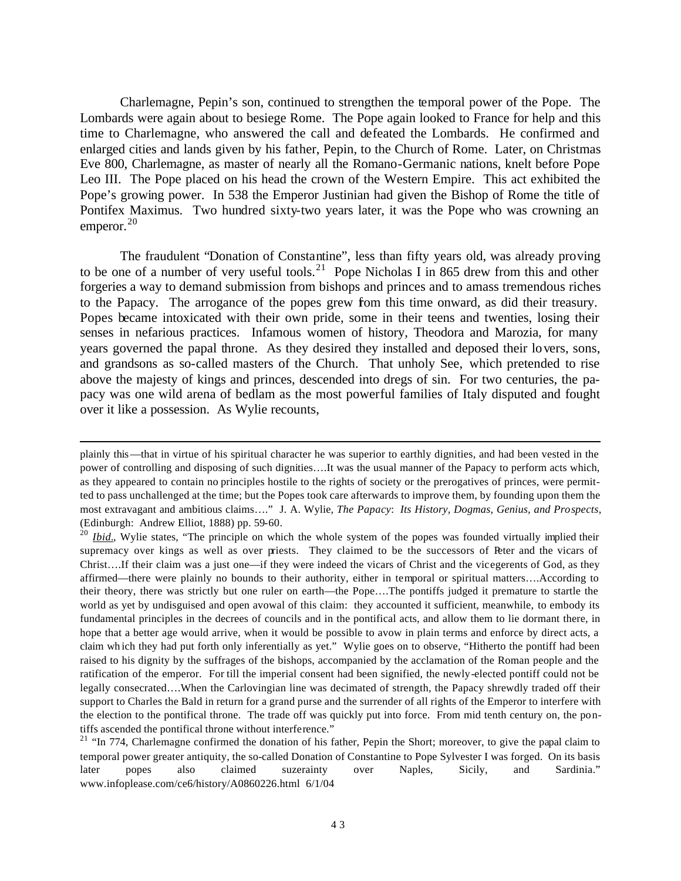Charlemagne, Pepin's son, continued to strengthen the temporal power of the Pope. The Lombards were again about to besiege Rome. The Pope again looked to France for help and this time to Charlemagne, who answered the call and defeated the Lombards. He confirmed and enlarged cities and lands given by his father, Pepin, to the Church of Rome. Later, on Christmas Eve 800, Charlemagne, as master of nearly all the Romano-Germanic nations, knelt before Pope Leo III. The Pope placed on his head the crown of the Western Empire. This act exhibited the Pope's growing power. In 538 the Emperor Justinian had given the Bishop of Rome the title of Pontifex Maximus. Two hundred sixty-two years later, it was the Pope who was crowning an emperor.[20]

The fraudulent "Donation of Constantine", less than fifty years old, was already proving to be one of a number of very useful tools.[21] Pope Nicholas I in 865 drew from this and other forgeries a way to demand submission from bishops and princes and to amass tremendous riches to the Papacy. The arrogance of the popes grew from this time onward, as did their treasury. Popes became intoxicated with their own pride, some in their teens and twenties, losing their senses in nefarious practices. Infamous women of history, Theodora and Marozia, for many years governed the papal throne. As they desired they installed and deposed their lovers, sons, and grandsons as so-called masters of the Church. That unholy See, which pretended to rise above the majesty of kings and princes, descended into dregs of sin. For two centuries, the papacy was one wild arena of bedlam as the most powerful families of Italy disputed and fought over it like a possession. As Wylie recounts,

---

plainly this—that in virtue of his spiritual character he was superior to earthly dignities, and had been vested in the power of controlling and disposing of such dignities….It was the usual manner of the Papacy to perform acts which, as they appeared to contain no principles hostile to the rights of society or the prerogatives of princes, were permitted to pass unchallenged at the time; but the Popes took care afterwards to improve them, by founding upon them the most extravagant and ambitious claims…." J. A. Wylie, *The Papacy*: *Its History, Dogmas, Genius, and Prospects*, (Edinburgh: Andrew Elliot, 1888) pp. 59-60.

[20] *Ibid.*, Wylie states, "The principle on which the whole system of the popes was founded virtually implied their supremacy over kings as well as over priests. They claimed to be the successors of Peter and the vicars of Christ….If their claim was a just one—if they were indeed the vicars of Christ and the vicegerents of God, as they affirmed—there were plainly no bounds to their authority, either in temporal or spiritual matters….According to their theory, there was strictly but one ruler on earth—the Pope….The pontiffs judged it premature to startle the world as yet by undisguised and open avowal of this claim: they accounted it sufficient, meanwhile, to embody its fundamental principles in the decrees of councils and in the pontifical acts, and allow them to lie dormant there, in hope that a better age would arrive, when it would be possible to avow in plain terms and enforce by direct acts, a claim which they had put forth only inferentially as yet." Wylie goes on to observe, "Hitherto the pontiff had been raised to his dignity by the suffrages of the bishops, accompanied by the acclamation of the Roman people and the ratification of the emperor. For till the imperial consent had been signified, the newly-elected pontiff could not be legally consecrated….When the Carlovingian line was decimated of strength, the Papacy shrewdly traded off their support to Charles the Bald in return for a grand purse and the surrender of all rights of the Emperor to interfere with the election to the pontifical throne. The trade off was quickly put into force. From mid tenth century on, the pontiffs ascended the pontifical throne without interference."

[21] "In 774, Charlemagne confirmed the donation of his father, Pepin the Short; moreover, to give the papal claim to temporal power greater antiquity, the so-called Donation of Constantine to Pope Sylvester I was forged. On its basis later popes also claimed suzerainty over Naples, Sicily, and Sardinia." www.infoplease.com/ce6/history/A0860226.html 6/1/04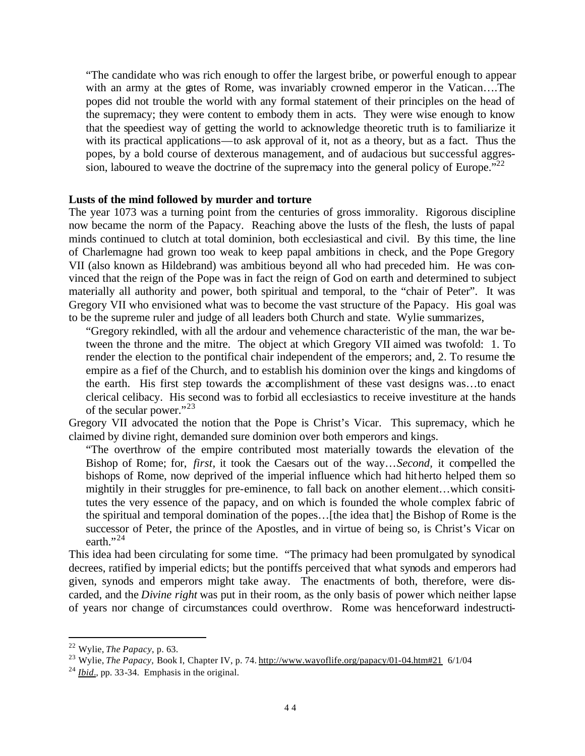"The candidate who was rich enough to offer the largest bribe, or powerful enough to appear with an army at the gates of Rome, was invariably crowned emperor in the Vatican….The popes did not trouble the world with any formal statement of their principles on the head of the supremacy; they were content to embody them in acts. They were wise enough to know that the speediest way of getting the world to acknowledge theoretic truth is to familiarize it with its practical applications—to ask approval of it, not as a theory, but as a fact. Thus the popes, by a bold course of dexterous management, and of audacious but successful aggression, laboured to weave the doctrine of the supremacy into the general policy of Europe."[22]

**Lusts of the mind followed by murder and torture**

The year 1073 was a turning point from the centuries of gross immorality. Rigorous discipline now became the norm of the Papacy. Reaching above the lusts of the flesh, the lusts of papal minds continued to clutch at total dominion, both ecclesiastical and civil. By this time, the line of Charlemagne had grown too weak to keep papal ambitions in check, and the Pope Gregory VII (also known as Hildebrand) was ambitious beyond all who had preceded him. He was convinced that the reign of the Pope was in fact the reign of God on earth and determined to subject materially all authority and power, both spiritual and temporal, to the "chair of Peter". It was Gregory VII who envisioned what was to become the vast structure of the Papacy. His goal was to be the supreme ruler and judge of all leaders both Church and state. Wylie summarizes,

"Gregory rekindled, with all the ardour and vehemence characteristic of the man, the war between the throne and the mitre. The object at which Gregory VII aimed was twofold: 1. To render the election to the pontifical chair independent of the emperors; and, 2. To resume the empire as a fief of the Church, and to establish his dominion over the kings and kingdoms of the earth. His first step towards the accomplishment of these vast designs was…to enact clerical celibacy. His second was to forbid all ecclesiastics to receive investiture at the hands of the secular power."[23]

Gregory VII advocated the notion that the Pope is Christ's Vicar. This supremacy, which he claimed by divine right, demanded sure dominion over both emperors and kings.

"The overthrow of the empire contributed most materially towards the elevation of the Bishop of Rome; for, *first*, it took the Caesars out of the way…*Second*, it compelled the bishops of Rome, now deprived of the imperial influence which had hitherto helped them so mightily in their struggles for pre-eminence, to fall back on another element…which consititutes the very essence of the papacy, and on which is founded the whole complex fabric of the spiritual and temporal domination of the popes…[the idea that] the Bishop of Rome is the successor of Peter, the prince of the Apostles, and in virtue of being so, is Christ's Vicar on earth."[24]

This idea had been circulating for some time. "The primacy had been promulgated by synodical decrees, ratified by imperial edicts; but the pontiffs perceived that what synods and emperors had given, synods and emperors might take away. The enactments of both, therefore, were discarded, and the *Divine right* was put in their room, as the only basis of power which neither lapse of years nor change of circumstances could overthrow. Rome was henceforward indestructi-

---

[22] Wylie, *The Papacy*, p. 63.

[23] Wylie, *The Papacy*, Book I, Chapter IV, p. 74. http://www.wayoflife.org/papacy/01-04.htm#21 6/1/04

[24] *Ibid.*, pp. 33-34. Emphasis in the original.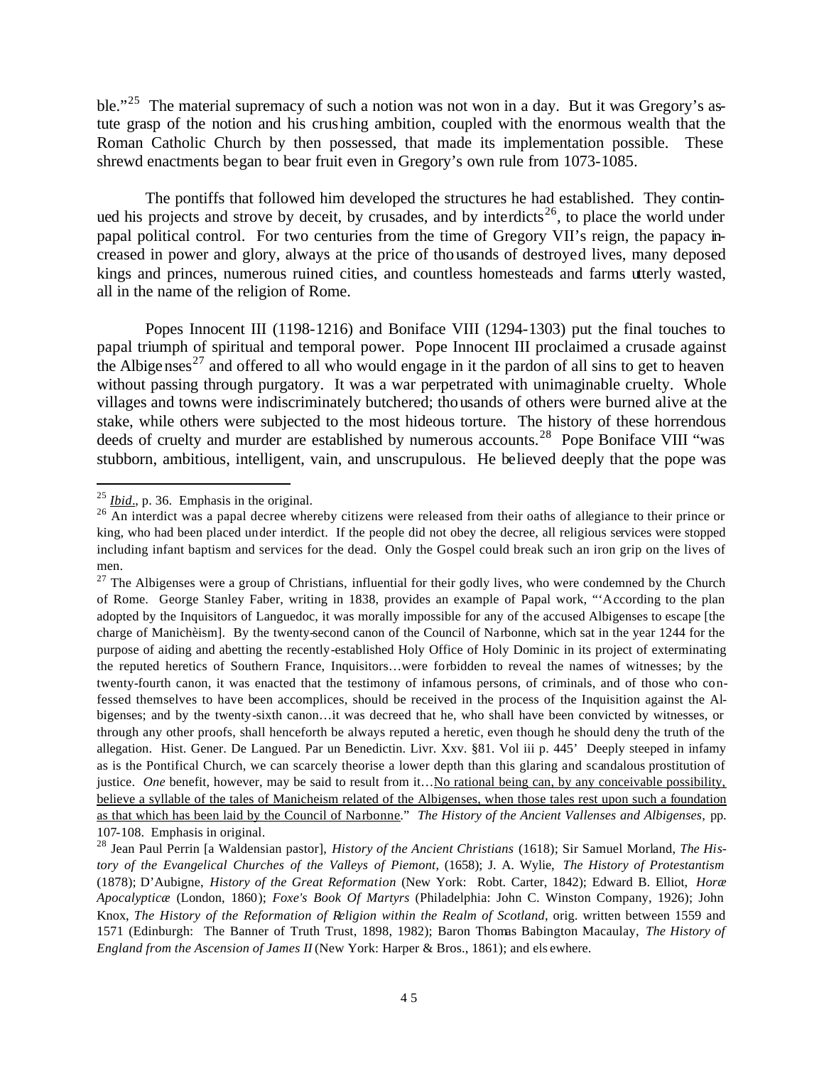ble."[25] The material supremacy of such a notion was not won in a day. But it was Gregory's astute grasp of the notion and his crushing ambition, coupled with the enormous wealth that the Roman Catholic Church by then possessed, that made its implementation possible. These shrewd enactments began to bear fruit even in Gregory's own rule from 1073-1085.

The pontiffs that followed him developed the structures he had established. They continued his projects and strove by deceit, by crusades, and by interdicts[26], to place the world under papal political control. For two centuries from the time of Gregory VII's reign, the papacy increased in power and glory, always at the price of thousands of destroyed lives, many deposed kings and princes, numerous ruined cities, and countless homesteads and farms utterly wasted, all in the name of the religion of Rome.

Popes Innocent III (1198-1216) and Boniface VIII (1294-1303) put the final touches to papal triumph of spiritual and temporal power. Pope Innocent III proclaimed a crusade against the Albigenses[27] and offered to all who would engage in it the pardon of all sins to get to heaven without passing through purgatory. It was a war perpetrated with unimaginable cruelty. Whole villages and towns were indiscriminately butchered; thousands of others were burned alive at the stake, while others were subjected to the most hideous torture. The history of these horrendous deeds of cruelty and murder are established by numerous accounts.[28] Pope Boniface VIII "was stubborn, ambitious, intelligent, vain, and unscrupulous. He believed deeply that the pope was

---

[25] *Ibid.*, p. 36. Emphasis in the original.

[26] An interdict was a papal decree whereby citizens were released from their oaths of allegiance to their prince or king, who had been placed under interdict. If the people did not obey the decree, all religious services were stopped including infant baptism and services for the dead. Only the Gospel could break such an iron grip on the lives of men.

[27] The Albigenses were a group of Christians, influential for their godly lives, who were condemned by the Church of Rome. George Stanley Faber, writing in 1838, provides an example of Papal work, "'According to the plan adopted by the Inquisitors of Languedoc, it was morally impossible for any of the accused Albigenses to escape [the charge of Manichèism]. By the twenty-second canon of the Council of Narbonne, which sat in the year 1244 for the purpose of aiding and abetting the recently-established Holy Office of Holy Dominic in its project of exterminating the reputed heretics of Southern France, Inquisitors…were forbidden to reveal the names of witnesses; by the twenty-fourth canon, it was enacted that the testimony of infamous persons, of criminals, and of those who confessed themselves to have been accomplices, should be received in the process of the Inquisition against the Albigenses; and by the twenty-sixth canon…it was decreed that he, who shall have been convicted by witnesses, or through any other proofs, shall henceforth be always reputed a heretic, even though he should deny the truth of the allegation. Hist. Gener. De Langued. Par un Benedictin. Livr. Xxv. §81. Vol iii p. 445' Deeply steeped in infamy as is the Pontifical Church, we can scarcely theorise a lower depth than this glaring and scandalous prostitution of justice. *One* benefit, however, may be said to result from it…No rational being can, by any conceivable possibility, believe a syllable of the tales of Manicheism related of the Albigenses, when those tales rest upon such a foundation as that which has been laid by the Council of Narbonne." *The History of the Ancient Vallenses and Albigenses,* pp. 107-108. Emphasis in original.

[28] Jean Paul Perrin [a Waldensian pastor], *History of the Ancient Christians* (1618); Sir Samuel Morland, *The History of the Evangelical Churches of the Valleys of Piemont,* (1658); J. A. Wylie, *The History of Protestantism* (1878); D'Aubigne, *History of the Great Reformation* (New York: Robt. Carter, 1842); Edward B. Elliot, *Horæ Apocalypticæ* (London, 1860); *Foxe's Book Of Martyrs* (Philadelphia: John C. Winston Company, 1926); John Knox, *The History of the Reformation of Religion within the Realm of Scotland,* orig. written between 1559 and 1571 (Edinburgh: The Banner of Truth Trust, 1898, 1982); Baron Thomas Babington Macaulay, *The History of England from the Ascension of James II* (New York: Harper & Bros., 1861); and elsewhere.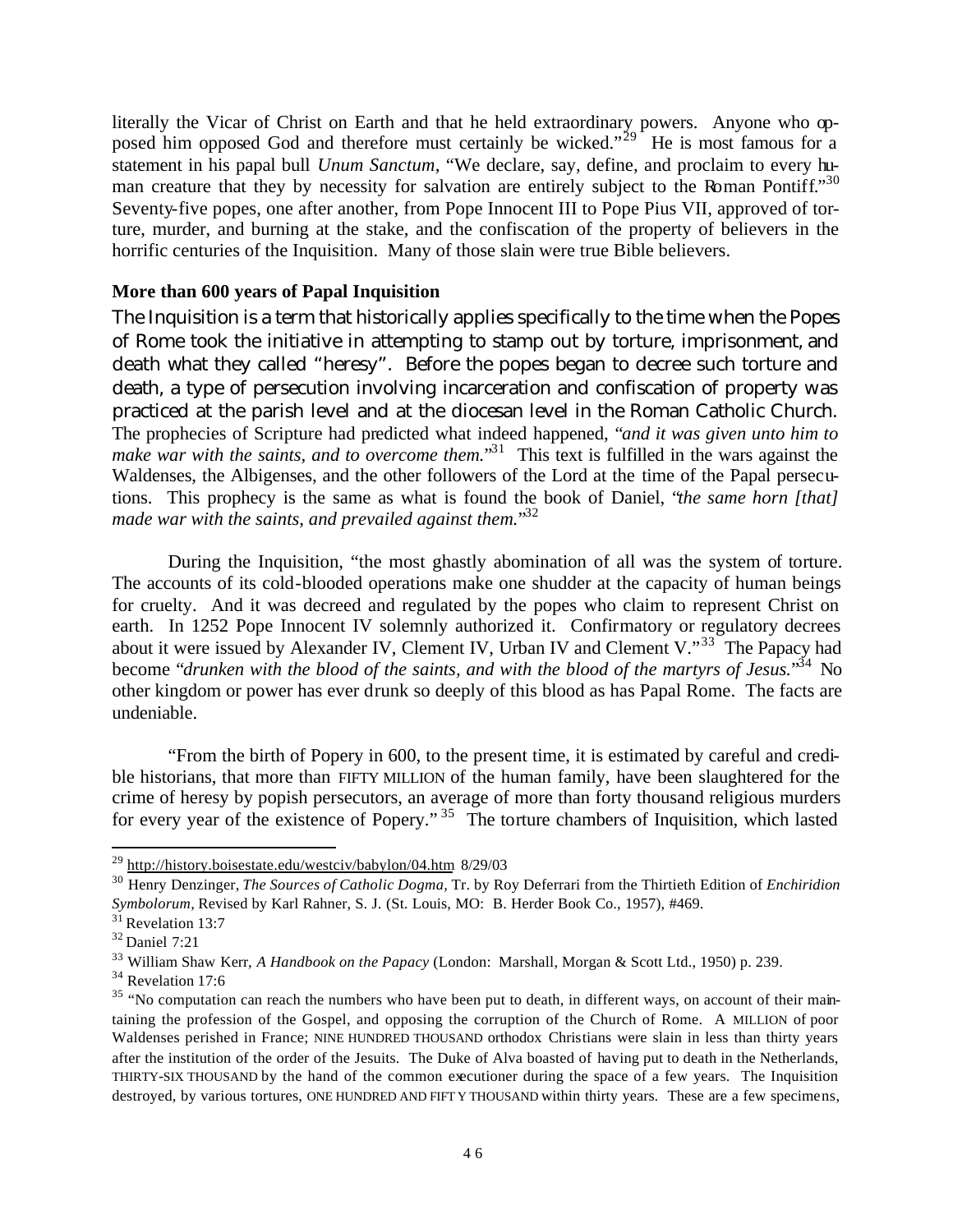literally the Vicar of Christ on Earth and that he held extraordinary powers. Anyone who opposed him opposed God and therefore must certainly be wicked."[29] He is most famous for a statement in his papal bull *Unum Sanctum*, "We declare, say, define, and proclaim to every human creature that they by necessity for salvation are entirely subject to the Roman Pontiff."[30] Seventy-five popes, one after another, from Pope Innocent III to Pope Pius VII, approved of torture, murder, and burning at the stake, and the confiscation of the property of believers in the horrific centuries of the Inquisition. Many of those slain were true Bible believers.

**More than 600 years of Papal Inquisition**

The Inquisition is a term that historically applies specifically to the time when the Popes of Rome took the initiative in attempting to stamp out by torture, imprisonment, and death what they called "heresy". Before the popes began to decree such torture and death, a type of persecution involving incarceration and confiscation of property was practiced at the parish level and at the diocesan level in the Roman Catholic Church. The prophecies of Scripture had predicted what indeed happened, "*and it was given unto him to make war with the saints, and to overcome them.*"[31] This text is fulfilled in the wars against the Waldenses, the Albigenses, and the other followers of the Lord at the time of the Papal persecutions. This prophecy is the same as what is found the book of Daniel, "*the same horn [that] made war with the saints, and prevailed against them.*"[32]

During the Inquisition, "the most ghastly abomination of all was the system of torture. The accounts of its cold-blooded operations make one shudder at the capacity of human beings for cruelty. And it was decreed and regulated by the popes who claim to represent Christ on earth. In 1252 Pope Innocent IV solemnly authorized it. Confirmatory or regulatory decrees about it were issued by Alexander IV, Clement IV, Urban IV and Clement V."[33] The Papacy had become "*drunken with the blood of the saints, and with the blood of the martyrs of Jesus.*"[34] No other kingdom or power has ever drunk so deeply of this blood as has Papal Rome. The facts are undeniable.

"From the birth of Popery in 600, to the present time, it is estimated by careful and credible historians, that more than FIFTY MILLION of the human family, have been slaughtered for the crime of heresy by popish persecutors, an average of more than forty thousand religious murders for every year of the existence of Popery."[35] The torture chambers of Inquisition, which lasted

---

[29] http://history.boisestate.edu/westciv/babylon/04.htm 8/29/03

[30] Henry Denzinger, *The Sources of Catholic Dogma*, Tr. by Roy Deferrari from the Thirtieth Edition of *Enchiridion Symbolorum*, Revised by Karl Rahner, S. J. (St. Louis, MO: B. Herder Book Co., 1957), #469.

[31] Revelation 13:7

[32] Daniel 7:21

[33] William Shaw Kerr, *A Handbook on the Papacy* (London: Marshall, Morgan & Scott Ltd., 1950) p. 239.

[34] Revelation 17:6

[35] "No computation can reach the numbers who have been put to death, in different ways, on account of their maintaining the profession of the Gospel, and opposing the corruption of the Church of Rome. A MILLION of poor Waldenses perished in France; NINE HUNDRED THOUSAND orthodox Christians were slain in less than thirty years after the institution of the order of the Jesuits. The Duke of Alva boasted of having put to death in the Netherlands, THIRTY-SIX THOUSAND by the hand of the common executioner during the space of a few years. The Inquisition destroyed, by various tortures, ONE HUNDRED AND FIFTY THOUSAND within thirty years. These are a few specimens,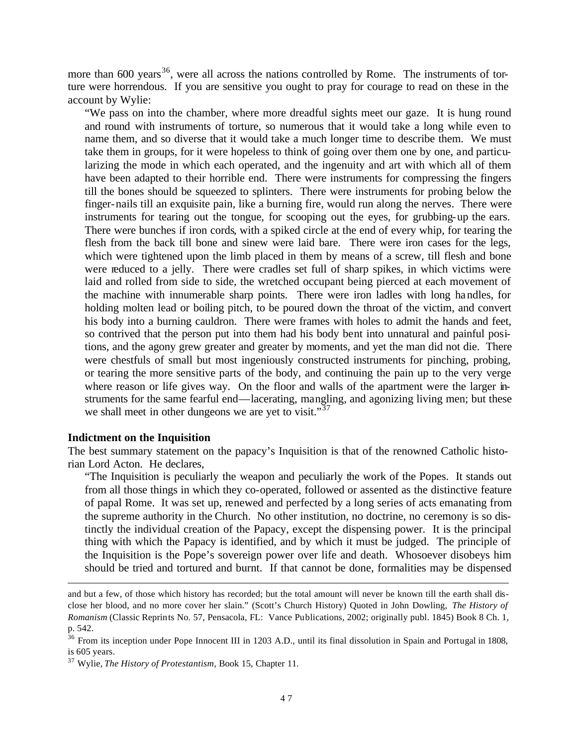more than 600 years[36], were all across the nations controlled by Rome. The instruments of torture were horrendous. If you are sensitive you ought to pray for courage to read on these in the account by Wylie:

> "We pass on into the chamber, where more dreadful sights meet our gaze. It is hung round and round with instruments of torture, so numerous that it would take a long while even to name them, and so diverse that it would take a much longer time to describe them. We must take them in groups, for it were hopeless to think of going over them one by one, and particularizing the mode in which each operated, and the ingenuity and art with which all of them have been adapted to their horrible end. There were instruments for compressing the fingers till the bones should be squeezed to splinters. There were instruments for probing below the finger-nails till an exquisite pain, like a burning fire, would run along the nerves. There were instruments for tearing out the tongue, for scooping out the eyes, for grubbing-up the ears. There were bunches if iron cords, with a spiked circle at the end of every whip, for tearing the flesh from the back till bone and sinew were laid bare. There were iron cases for the legs, which were tightened upon the limb placed in them by means of a screw, till flesh and bone were reduced to a jelly. There were cradles set full of sharp spikes, in which victims were laid and rolled from side to side, the wretched occupant being pierced at each movement of the machine with innumerable sharp points. There were iron ladles with long handles, for holding molten lead or boiling pitch, to be poured down the throat of the victim, and convert his body into a burning cauldron. There were frames with holes to admit the hands and feet, so contrived that the person put into them had his body bent into unnatural and painful positions, and the agony grew greater and greater by moments, and yet the man did not die. There were chestfuls of small but most ingeniously constructed instruments for pinching, probing, or tearing the more sensitive parts of the body, and continuing the pain up to the very verge where reason or life gives way. On the floor and walls of the apartment were the larger instruments for the same fearful end—lacerating, mangling, and agonizing living men; but these we shall meet in other dungeons we are yet to visit."[37]

**Indictment on the Inquisition**

The best summary statement on the papacy's Inquisition is that of the renowned Catholic historian Lord Acton. He declares,

> "The Inquisition is peculiarly the weapon and peculiarly the work of the Popes. It stands out from all those things in which they co-operated, followed or assented as the distinctive feature of papal Rome. It was set up, renewed and perfected by a long series of acts emanating from the supreme authority in the Church. No other institution, no doctrine, no ceremony is so distinctly the individual creation of the Papacy, except the dispensing power. It is the principal thing with which the Papacy is identified, and by which it must be judged. The principle of the Inquisition is the Pope's sovereign power over life and death. Whosoever disobeys him should be tried and tortured and burnt. If that cannot be done, formalities may be dispensed

---

and but a few, of those which history has recorded; but the total amount will never be known till the earth shall disclose her blood, and no more cover her slain." (Scott's Church History) Quoted in John Dowling, *The History of Romanism* (Classic Reprints No. 57, Pensacola, FL: Vance Publications, 2002; originally publ. 1845) Book 8 Ch. 1, p. 542.

[36] From its inception under Pope Innocent III in 1203 A.D., until its final dissolution in Spain and Portugal in 1808, is 605 years.

[37] Wylie, *The History of Protestantism*, Book 15, Chapter 11.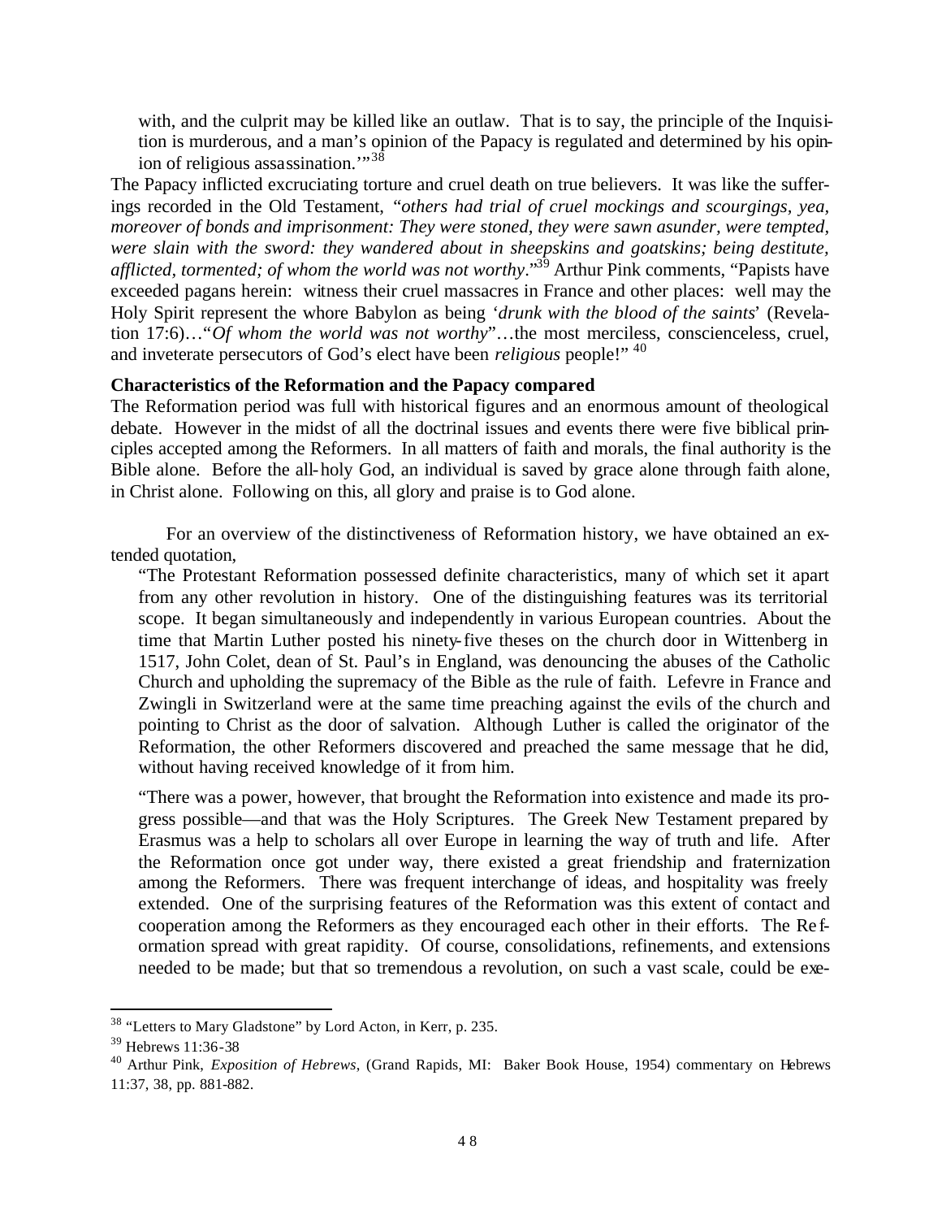with, and the culprit may be killed like an outlaw. That is to say, the principle of the Inquisition is murderous, and a man's opinion of the Papacy is regulated and determined by his opinion of religious assassination.'"[38]

The Papacy inflicted excruciating torture and cruel death on true believers. It was like the sufferings recorded in the Old Testament, *"others had trial of cruel mockings and scourgings, yea, moreover of bonds and imprisonment: They were stoned, they were sawn asunder, were tempted, were slain with the sword: they wandered about in sheepskins and goatskins; being destitute, afflicted, tormented; of whom the world was not worthy*."[39] Arthur Pink comments, "Papists have exceeded pagans herein: witness their cruel massacres in France and other places: well may the Holy Spirit represent the whore Babylon as being '*drunk with the blood of the saints*' (Revelation 17:6)…"*Of whom the world was not worthy*"…the most merciless, conscienceless, cruel, and inveterate persecutors of God's elect have been *religious* people!" [40]

**Characteristics of the Reformation and the Papacy compared**

The Reformation period was full with historical figures and an enormous amount of theological debate. However in the midst of all the doctrinal issues and events there were five biblical principles accepted among the Reformers. In all matters of faith and morals, the final authority is the Bible alone. Before the all-holy God, an individual is saved by grace alone through faith alone, in Christ alone. Following on this, all glory and praise is to God alone.

For an overview of the distinctiveness of Reformation history, we have obtained an extended quotation,

"The Protestant Reformation possessed definite characteristics, many of which set it apart from any other revolution in history. One of the distinguishing features was its territorial scope. It began simultaneously and independently in various European countries. About the time that Martin Luther posted his ninety-five theses on the church door in Wittenberg in 1517, John Colet, dean of St. Paul's in England, was denouncing the abuses of the Catholic Church and upholding the supremacy of the Bible as the rule of faith. Lefevre in France and Zwingli in Switzerland were at the same time preaching against the evils of the church and pointing to Christ as the door of salvation. Although Luther is called the originator of the Reformation, the other Reformers discovered and preached the same message that he did, without having received knowledge of it from him.

"There was a power, however, that brought the Reformation into existence and made its progress possible—and that was the Holy Scriptures. The Greek New Testament prepared by Erasmus was a help to scholars all over Europe in learning the way of truth and life. After the Reformation once got under way, there existed a great friendship and fraternization among the Reformers. There was frequent interchange of ideas, and hospitality was freely extended. One of the surprising features of the Reformation was this extent of contact and cooperation among the Reformers as they encouraged each other in their efforts. The Reformation spread with great rapidity. Of course, consolidations, refinements, and extensions needed to be made; but that so tremendous a revolution, on such a vast scale, could be exe-

---

[38] "Letters to Mary Gladstone" by Lord Acton, in Kerr, p. 235.

[39] Hebrews 11:36-38

[40] Arthur Pink, *Exposition of Hebrews*, (Grand Rapids, MI: Baker Book House, 1954) commentary on Hebrews 11:37, 38, pp. 881-882.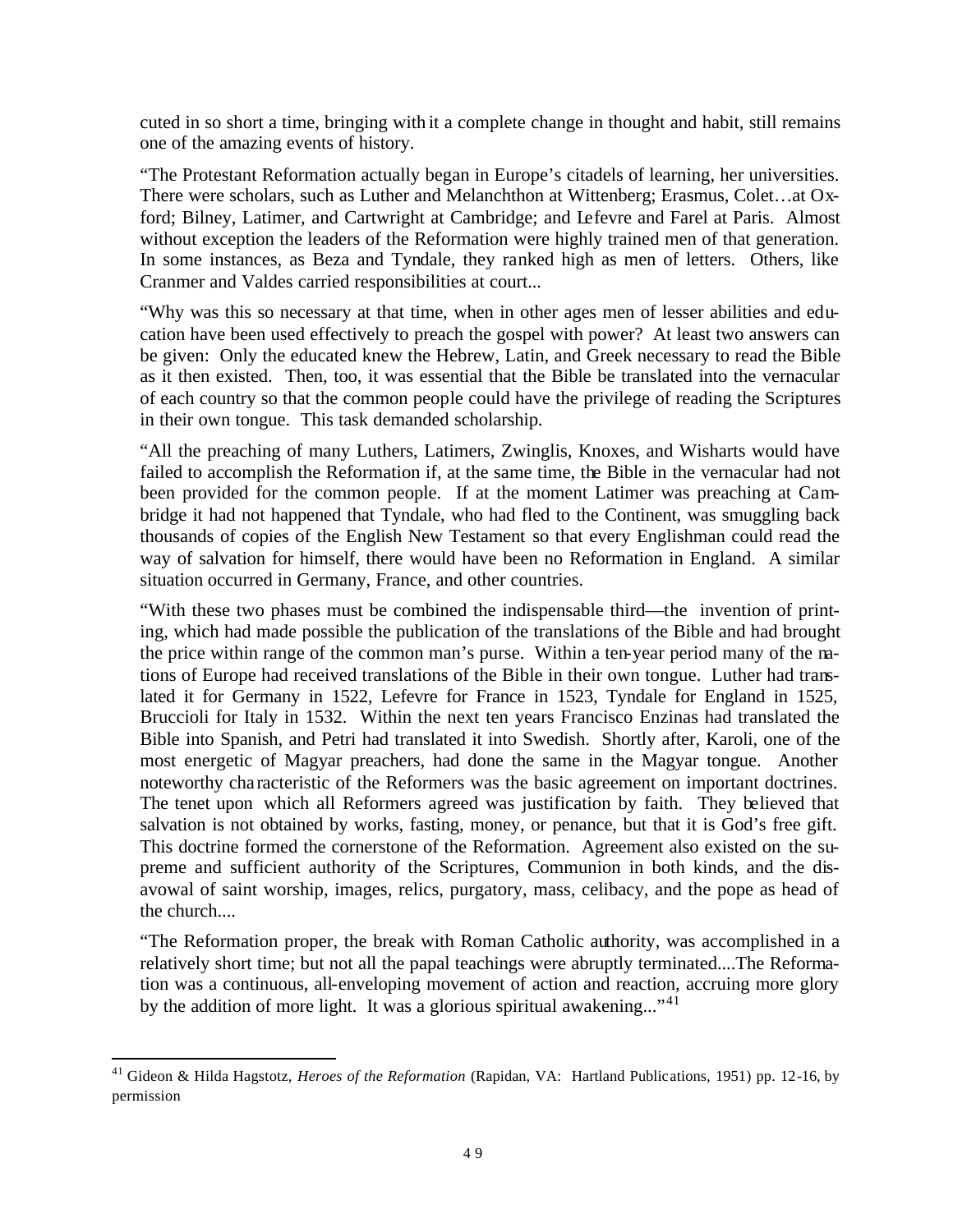cuted in so short a time, bringing with it a complete change in thought and habit, still remains one of the amazing events of history.

"The Protestant Reformation actually began in Europe's citadels of learning, her universities. There were scholars, such as Luther and Melanchthon at Wittenberg; Erasmus, Colet…at Oxford; Bilney, Latimer, and Cartwright at Cambridge; and Lefevre and Farel at Paris. Almost without exception the leaders of the Reformation were highly trained men of that generation. In some instances, as Beza and Tyndale, they ranked high as men of letters. Others, like Cranmer and Valdes carried responsibilities at court...

"Why was this so necessary at that time, when in other ages men of lesser abilities and education have been used effectively to preach the gospel with power? At least two answers can be given: Only the educated knew the Hebrew, Latin, and Greek necessary to read the Bible as it then existed. Then, too, it was essential that the Bible be translated into the vernacular of each country so that the common people could have the privilege of reading the Scriptures in their own tongue. This task demanded scholarship.

"All the preaching of many Luthers, Latimers, Zwinglis, Knoxes, and Wisharts would have failed to accomplish the Reformation if, at the same time, the Bible in the vernacular had not been provided for the common people. If at the moment Latimer was preaching at Cambridge it had not happened that Tyndale, who had fled to the Continent, was smuggling back thousands of copies of the English New Testament so that every Englishman could read the way of salvation for himself, there would have been no Reformation in England. A similar situation occurred in Germany, France, and other countries.

"With these two phases must be combined the indispensable third—the invention of printing, which had made possible the publication of the translations of the Bible and had brought the price within range of the common man's purse. Within a ten-year period many of the nations of Europe had received translations of the Bible in their own tongue. Luther had translated it for Germany in 1522, Lefevre for France in 1523, Tyndale for England in 1525, Bruccioli for Italy in 1532. Within the next ten years Francisco Enzinas had translated the Bible into Spanish, and Petri had translated it into Swedish. Shortly after, Karoli, one of the most energetic of Magyar preachers, had done the same in the Magyar tongue. Another noteworthy characteristic of the Reformers was the basic agreement on important doctrines. The tenet upon which all Reformers agreed was justification by faith. They believed that salvation is not obtained by works, fasting, money, or penance, but that it is God's free gift. This doctrine formed the cornerstone of the Reformation. Agreement also existed on the supreme and sufficient authority of the Scriptures, Communion in both kinds, and the disavowal of saint worship, images, relics, purgatory, mass, celibacy, and the pope as head of the church....

"The Reformation proper, the break with Roman Catholic authority, was accomplished in a relatively short time; but not all the papal teachings were abruptly terminated....The Reformation was a continuous, all-enveloping movement of action and reaction, accruing more glory by the addition of more light. It was a glorious spiritual awakening..."[41]

---

[41] Gideon & Hilda Hagstotz, *Heroes of the Reformation* (Rapidan, VA: Hartland Publications, 1951) pp. 12-16, by permission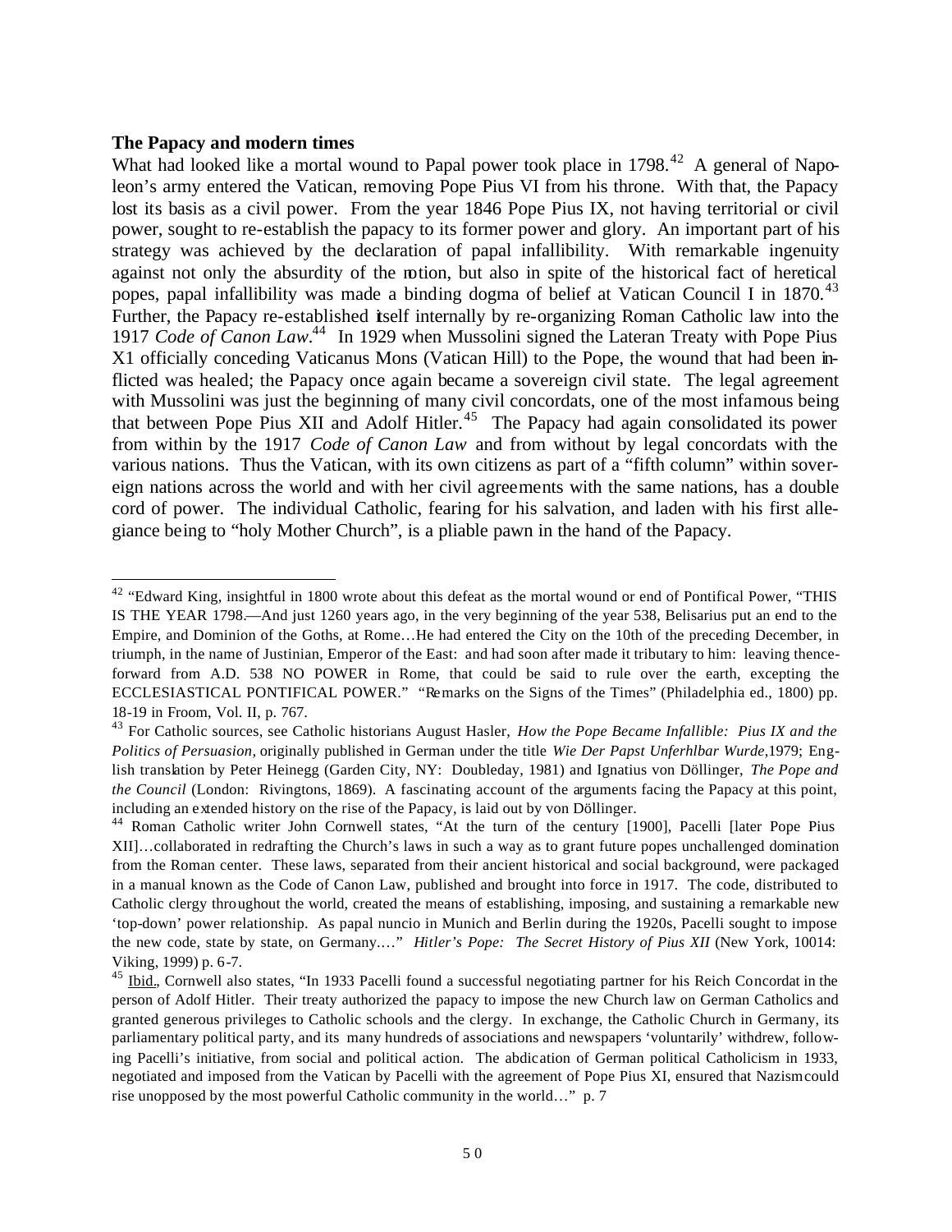**The Papacy and modern times**

What had looked like a mortal wound to Papal power took place in 1798.[42] A general of Napoleon's army entered the Vatican, removing Pope Pius VI from his throne. With that, the Papacy lost its basis as a civil power. From the year 1846 Pope Pius IX, not having territorial or civil power, sought to re-establish the papacy to its former power and glory. An important part of his strategy was achieved by the declaration of papal infallibility. With remarkable ingenuity against not only the absurdity of the notion, but also in spite of the historical fact of heretical popes, papal infallibility was made a binding dogma of belief at Vatican Council I in 1870.[43] Further, the Papacy re-established itself internally by re-organizing Roman Catholic law into the 1917 *Code of Canon Law*.[44] In 1929 when Mussolini signed the Lateran Treaty with Pope Pius X1 officially conceding Vaticanus Mons (Vatican Hill) to the Pope, the wound that had been inflicted was healed; the Papacy once again became a sovereign civil state. The legal agreement with Mussolini was just the beginning of many civil concordats, one of the most infamous being that between Pope Pius XII and Adolf Hitler.[45] The Papacy had again consolidated its power from within by the 1917 *Code of Canon Law* and from without by legal concordats with the various nations. Thus the Vatican, with its own citizens as part of a "fifth column" within sovereign nations across the world and with her civil agreements with the same nations, has a double cord of power. The individual Catholic, fearing for his salvation, and laden with his first allegiance being to "holy Mother Church", is a pliable pawn in the hand of the Papacy.

---

[42] "Edward King, insightful in 1800 wrote about this defeat as the mortal wound or end of Pontifical Power, "THIS IS THE YEAR 1798.—And just 1260 years ago, in the very beginning of the year 538, Belisarius put an end to the Empire, and Dominion of the Goths, at Rome…He had entered the City on the 10th of the preceding December, in triumph, in the name of Justinian, Emperor of the East: and had soon after made it tributary to him: leaving thenceforward from A.D. 538 NO POWER in Rome, that could be said to rule over the earth, excepting the ECCLESIASTICAL PONTIFICAL POWER." "Remarks on the Signs of the Times" (Philadelphia ed., 1800) pp. 18-19 in Froom, Vol. II, p. 767.

[43] For Catholic sources, see Catholic historians August Hasler, *How the Pope Became Infallible: Pius IX and the Politics of Persuasion,* originally published in German under the title *Wie Der Papst Unferhlbar Wurde*,1979; English translation by Peter Heinegg (Garden City, NY: Doubleday, 1981) and Ignatius von Döllinger, *The Pope and the Council* (London: Rivingtons, 1869). A fascinating account of the arguments facing the Papacy at this point, including an extended history on the rise of the Papacy, is laid out by von Döllinger.

[44] Roman Catholic writer John Cornwell states, "At the turn of the century [1900], Pacelli [later Pope Pius XII]…collaborated in redrafting the Church's laws in such a way as to grant future popes unchallenged domination from the Roman center. These laws, separated from their ancient historical and social background, were packaged in a manual known as the Code of Canon Law, published and brought into force in 1917. The code, distributed to Catholic clergy throughout the world, created the means of establishing, imposing, and sustaining a remarkable new 'top-down' power relationship. As papal nuncio in Munich and Berlin during the 1920s, Pacelli sought to impose the new code, state by state, on Germany.…" *Hitler's Pope: The Secret History of Pius XII* (New York, 10014: Viking, 1999) p. 6-7.

[45] Ibid., Cornwell also states, "In 1933 Pacelli found a successful negotiating partner for his Reich Concordat in the person of Adolf Hitler. Their treaty authorized the papacy to impose the new Church law on German Catholics and granted generous privileges to Catholic schools and the clergy. In exchange, the Catholic Church in Germany, its parliamentary political party, and its many hundreds of associations and newspapers 'voluntarily' withdrew, following Pacelli's initiative, from social and political action. The abdication of German political Catholicism in 1933, negotiated and imposed from the Vatican by Pacelli with the agreement of Pope Pius XI, ensured that Nazism could rise unopposed by the most powerful Catholic community in the world…" p. 7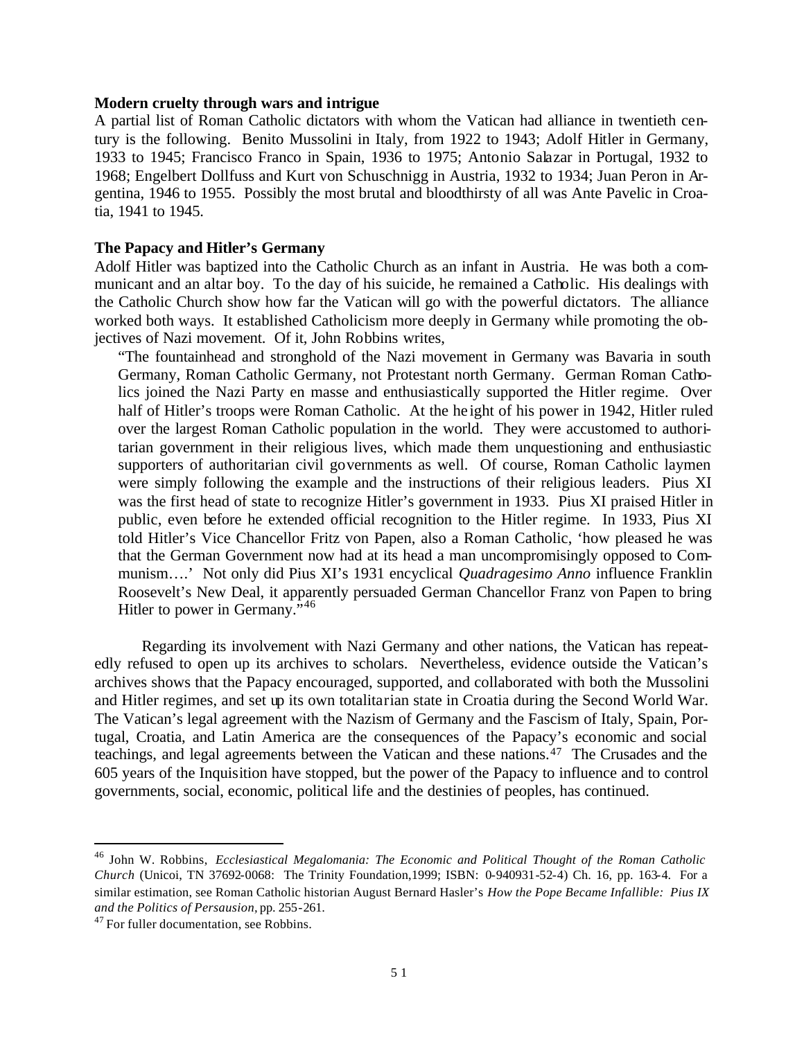**Modern cruelty through wars and intrigue**

A partial list of Roman Catholic dictators with whom the Vatican had alliance in twentieth century is the following. Benito Mussolini in Italy, from 1922 to 1943; Adolf Hitler in Germany, 1933 to 1945; Francisco Franco in Spain, 1936 to 1975; Antonio Salazar in Portugal, 1932 to 1968; Engelbert Dollfuss and Kurt von Schuschnigg in Austria, 1932 to 1934; Juan Peron in Argentina, 1946 to 1955. Possibly the most brutal and bloodthirsty of all was Ante Pavelic in Croatia, 1941 to 1945.

**The Papacy and Hitler's Germany**

Adolf Hitler was baptized into the Catholic Church as an infant in Austria. He was both a communicant and an altar boy. To the day of his suicide, he remained a Catholic. His dealings with the Catholic Church show how far the Vatican will go with the powerful dictators. The alliance worked both ways. It established Catholicism more deeply in Germany while promoting the objectives of Nazi movement. Of it, John Robbins writes,

> "The fountainhead and stronghold of the Nazi movement in Germany was Bavaria in south Germany, Roman Catholic Germany, not Protestant north Germany. German Roman Catholics joined the Nazi Party en masse and enthusiastically supported the Hitler regime. Over half of Hitler's troops were Roman Catholic. At the height of his power in 1942, Hitler ruled over the largest Roman Catholic population in the world. They were accustomed to authoritarian government in their religious lives, which made them unquestioning and enthusiastic supporters of authoritarian civil governments as well. Of course, Roman Catholic laymen were simply following the example and the instructions of their religious leaders. Pius XI was the first head of state to recognize Hitler's government in 1933. Pius XI praised Hitler in public, even before he extended official recognition to the Hitler regime. In 1933, Pius XI told Hitler's Vice Chancellor Fritz von Papen, also a Roman Catholic, 'how pleased he was that the German Government now had at its head a man uncompromisingly opposed to Communism….' Not only did Pius XI's 1931 encyclical *Quadragesimo Anno* influence Franklin Roosevelt's New Deal, it apparently persuaded German Chancellor Franz von Papen to bring Hitler to power in Germany."[46]

Regarding its involvement with Nazi Germany and other nations, the Vatican has repeatedly refused to open up its archives to scholars. Nevertheless, evidence outside the Vatican's archives shows that the Papacy encouraged, supported, and collaborated with both the Mussolini and Hitler regimes, and set up its own totalitarian state in Croatia during the Second World War. The Vatican's legal agreement with the Nazism of Germany and the Fascism of Italy, Spain, Portugal, Croatia, and Latin America are the consequences of the Papacy's economic and social teachings, and legal agreements between the Vatican and these nations.[47] The Crusades and the 605 years of the Inquisition have stopped, but the power of the Papacy to influence and to control governments, social, economic, political life and the destinies of peoples, has continued.

---

[46] John W. Robbins, *Ecclesiastical Megalomania: The Economic and Political Thought of the Roman Catholic Church* (Unicoi, TN 37692-0068: The Trinity Foundation,1999; ISBN: 0-940931-52-4) Ch. 16, pp. 163-4. For a similar estimation, see Roman Catholic historian August Bernard Hasler's *How the Pope Became Infallible: Pius IX and the Politics of Persausion*, pp. 255-261.

[47] For fuller documentation, see Robbins.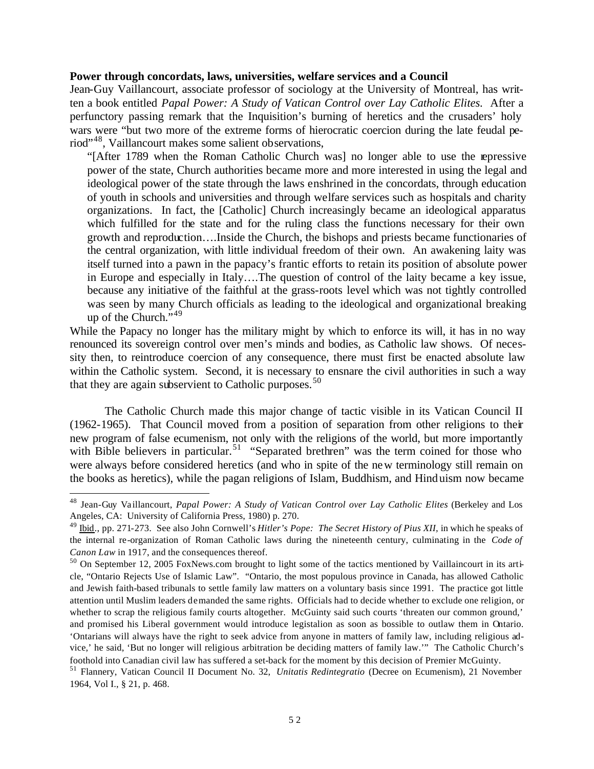**Power through concordats, laws, universities, welfare services and a Council**

Jean-Guy Vaillancourt, associate professor of sociology at the University of Montreal, has written a book entitled *Papal Power: A Study of Vatican Control over Lay Catholic Elites*. After a perfunctory passing remark that the Inquisition's burning of heretics and the crusaders' holy wars were "but two more of the extreme forms of hierocratic coercion during the late feudal period"[48], Vaillancourt makes some salient observations,

> "[After 1789 when the Roman Catholic Church was] no longer able to use the repressive power of the state, Church authorities became more and more interested in using the legal and ideological power of the state through the laws enshrined in the concordats, through education of youth in schools and universities and through welfare services such as hospitals and charity organizations. In fact, the [Catholic] Church increasingly became an ideological apparatus which fulfilled for the state and for the ruling class the functions necessary for their own growth and reproduction….Inside the Church, the bishops and priests became functionaries of the central organization, with little individual freedom of their own. An awakening laity was itself turned into a pawn in the papacy's frantic efforts to retain its position of absolute power in Europe and especially in Italy….The question of control of the laity became a key issue, because any initiative of the faithful at the grass-roots level which was not tightly controlled was seen by many Church officials as leading to the ideological and organizational breaking up of the Church."[49]

While the Papacy no longer has the military might by which to enforce its will, it has in no way renounced its sovereign control over men's minds and bodies, as Catholic law shows. Of necessity then, to reintroduce coercion of any consequence, there must first be enacted absolute law within the Catholic system. Second, it is necessary to ensnare the civil authorities in such a way that they are again subservient to Catholic purposes.[50]

The Catholic Church made this major change of tactic visible in its Vatican Council II (1962-1965). That Council moved from a position of separation from other religions to their new program of false ecumenism, not only with the religions of the world, but more importantly with Bible believers in particular.[51] "Separated brethren" was the term coined for those who were always before considered heretics (and who in spite of the new terminology still remain on the books as heretics), while the pagan religions of Islam, Buddhism, and Hinduism now became

---

[48] Jean-Guy Vaillancourt, *Papal Power: A Study of Vatican Control over Lay Catholic Elites* (Berkeley and Los Angeles, CA: University of California Press, 1980) p. 270.

[49] Ibid., pp. 271-273. See also John Cornwell's *Hitler's Pope: The Secret History of Pius XII*, in which he speaks of the internal re-organization of Roman Catholic laws during the nineteenth century, culminating in the *Code of Canon Law* in 1917, and the consequences thereof.

[50] On September 12, 2005 FoxNews.com brought to light some of the tactics mentioned by Vaillaincourt in its article, "Ontario Rejects Use of Islamic Law". "Ontario, the most populous province in Canada, has allowed Catholic and Jewish faith-based tribunals to settle family law matters on a voluntary basis since 1991. The practice got little attention until Muslim leaders demanded the same rights. Officials had to decide whether to exclude one religion, or whether to scrap the religious family courts altogether. McGuinty said such courts 'threaten our common ground,' and promised his Liberal government would introduce legistalion as soon as bossible to outlaw them in Ontario. 'Ontarians will always have the right to seek advice from anyone in matters of family law, including religious advice,' he said, 'But no longer will religious arbitration be deciding matters of family law.'" The Catholic Church's foothold into Canadian civil law has suffered a set-back for the moment by this decision of Premier McGuinty.

[51] Flannery, Vatican Council II Document No. 32, *Unitatis Redintegratio* (Decree on Ecumenism), 21 November 1964, Vol I., § 21, p. 468.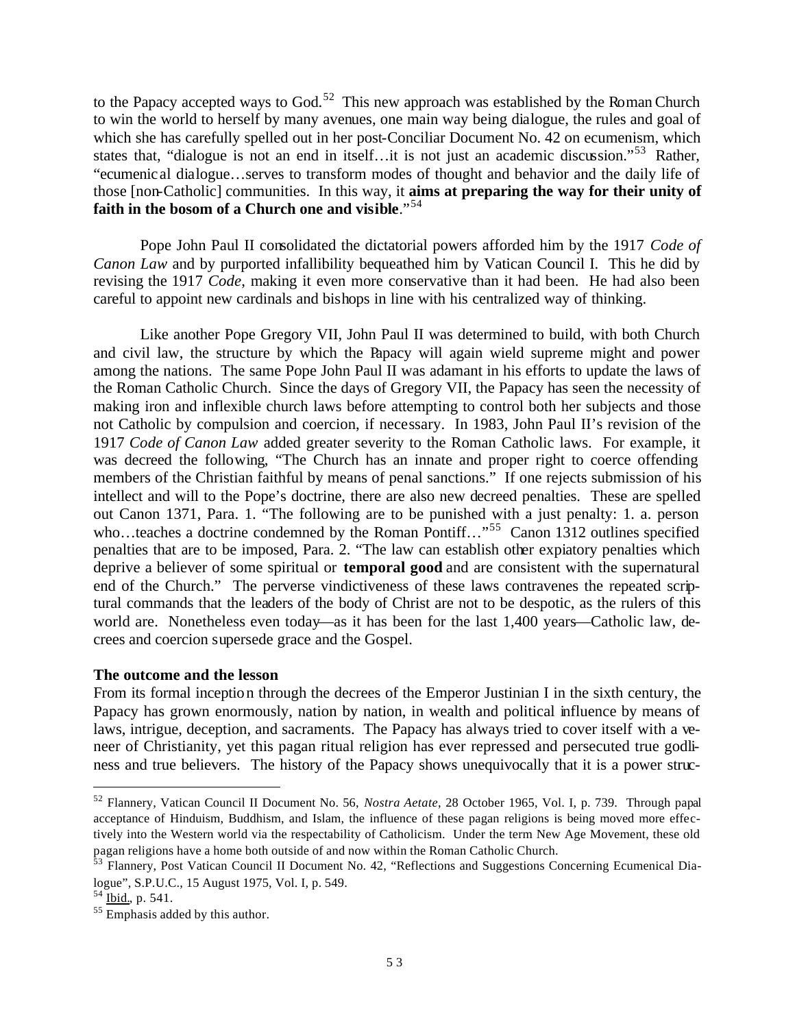to the Papacy accepted ways to God.[52] This new approach was established by the Roman Church to win the world to herself by many avenues, one main way being dialogue, the rules and goal of which she has carefully spelled out in her post-Conciliar Document No. 42 on ecumenism, which states that, "dialogue is not an end in itself…it is not just an academic discussion."[53] Rather, "ecumenical dialogue…serves to transform modes of thought and behavior and the daily life of those [non-Catholic] communities. In this way, it **aims at preparing the way for their unity of faith in the bosom of a Church one and visible**."[54]

Pope John Paul II consolidated the dictatorial powers afforded him by the 1917 *Code of Canon Law* and by purported infallibility bequeathed him by Vatican Council I. This he did by revising the 1917 *Code*, making it even more conservative than it had been. He had also been careful to appoint new cardinals and bishops in line with his centralized way of thinking.

Like another Pope Gregory VII, John Paul II was determined to build, with both Church and civil law, the structure by which the Papacy will again wield supreme might and power among the nations. The same Pope John Paul II was adamant in his efforts to update the laws of the Roman Catholic Church. Since the days of Gregory VII, the Papacy has seen the necessity of making iron and inflexible church laws before attempting to control both her subjects and those not Catholic by compulsion and coercion, if necessary. In 1983, John Paul II's revision of the 1917 *Code of Canon Law* added greater severity to the Roman Catholic laws. For example, it was decreed the following, "The Church has an innate and proper right to coerce offending members of the Christian faithful by means of penal sanctions." If one rejects submission of his intellect and will to the Pope's doctrine, there are also new decreed penalties. These are spelled out Canon 1371, Para. 1. "The following are to be punished with a just penalty: 1. a. person who…teaches a doctrine condemned by the Roman Pontiff…"[55] Canon 1312 outlines specified penalties that are to be imposed, Para. 2. "The law can establish other expiatory penalties which deprive a believer of some spiritual or **temporal good** and are consistent with the supernatural end of the Church." The perverse vindictiveness of these laws contravenes the repeated scriptural commands that the leaders of the body of Christ are not to be despotic, as the rulers of this world are. Nonetheless even today—as it has been for the last 1,400 years—Catholic law, decrees and coercion supersede grace and the Gospel.

**The outcome and the lesson**

From its formal inception through the decrees of the Emperor Justinian I in the sixth century, the Papacy has grown enormously, nation by nation, in wealth and political influence by means of laws, intrigue, deception, and sacraments. The Papacy has always tried to cover itself with a veneer of Christianity, yet this pagan ritual religion has ever repressed and persecuted true godliness and true believers. The history of the Papacy shows unequivocally that it is a power struc-

---

[52] Flannery, Vatican Council II Document No. 56, *Nostra Aetate*, 28 October 1965, Vol. I, p. 739. Through papal acceptance of Hinduism, Buddhism, and Islam, the influence of these pagan religions is being moved more effectively into the Western world via the respectability of Catholicism. Under the term New Age Movement, these old pagan religions have a home both outside of and now within the Roman Catholic Church.

[53] Flannery, Post Vatican Council II Document No. 42, "Reflections and Suggestions Concerning Ecumenical Dialogue", S.P.U.C., 15 August 1975, Vol. I, p. 549.

[54] Ibid., p. 541.

[55] Emphasis added by this author.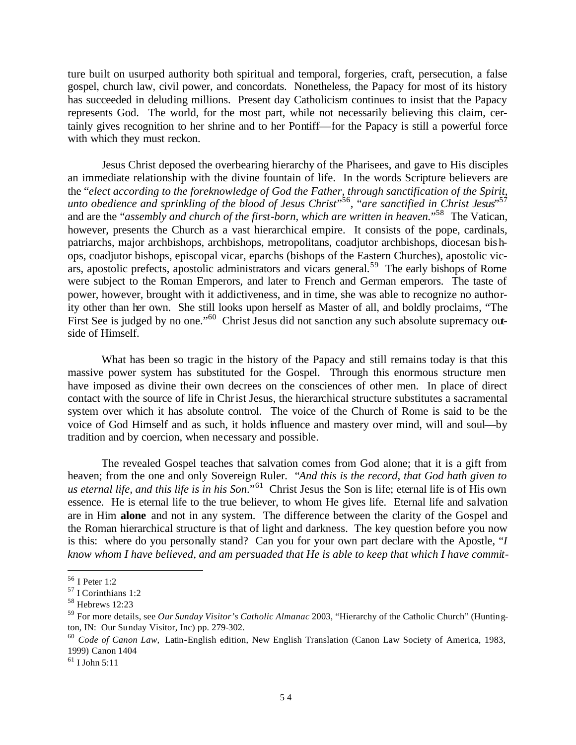ture built on usurped authority both spiritual and temporal, forgeries, craft, persecution, a false gospel, church law, civil power, and concordats. Nonetheless, the Papacy for most of its history has succeeded in deluding millions. Present day Catholicism continues to insist that the Papacy represents God. The world, for the most part, while not necessarily believing this claim, certainly gives recognition to her shrine and to her Pontiff—for the Papacy is still a powerful force with which they must reckon.

Jesus Christ deposed the overbearing hierarchy of the Pharisees, and gave to His disciples an immediate relationship with the divine fountain of life. In the words Scripture believers are the "*elect according to the foreknowledge of God the Father, through sanctification of the Spirit, unto obedience and sprinkling of the blood of Jesus Christ*"[56], "*are sanctified in Christ Jesus*"[57] and are the "*assembly and church of the first-born, which are written in heaven.*"[58] The Vatican, however, presents the Church as a vast hierarchical empire. It consists of the pope, cardinals, patriarchs, major archbishops, archbishops, metropolitans, coadjutor archbishops, diocesan bishops, coadjutor bishops, episcopal vicar, eparchs (bishops of the Eastern Churches), apostolic vicars, apostolic prefects, apostolic administrators and vicars general.[59] The early bishops of Rome were subject to the Roman Emperors, and later to French and German emperors. The taste of power, however, brought with it addictiveness, and in time, she was able to recognize no authority other than her own. She still looks upon herself as Master of all, and boldly proclaims, "The First See is judged by no one."[60] Christ Jesus did not sanction any such absolute supremacy outside of Himself.

What has been so tragic in the history of the Papacy and still remains today is that this massive power system has substituted for the Gospel. Through this enormous structure men have imposed as divine their own decrees on the consciences of other men. In place of direct contact with the source of life in Christ Jesus, the hierarchical structure substitutes a sacramental system over which it has absolute control. The voice of the Church of Rome is said to be the voice of God Himself and as such, it holds influence and mastery over mind, will and soul—by tradition and by coercion, when necessary and possible.

The revealed Gospel teaches that salvation comes from God alone; that it is a gift from heaven; from the one and only Sovereign Ruler. "*And this is the record, that God hath given to us eternal life, and this life is in his Son.*"[61] Christ Jesus the Son is life; eternal life is of His own essence. He is eternal life to the true believer, to whom He gives life. Eternal life and salvation are in Him **alone** and not in any system. The difference between the clarity of the Gospel and the Roman hierarchical structure is that of light and darkness. The key question before you now is this: where do you personally stand? Can you for your own part declare with the Apostle, "*I know whom I have believed, and am persuaded that He is able to keep that which I have commit-*

---

[56] I Peter 1:2

[57] I Corinthians 1:2

[58] Hebrews 12:23

[59] For more details, see *Our Sunday Visitor's Catholic Almanac* 2003, "Hierarchy of the Catholic Church" (Huntington, IN: Our Sunday Visitor, Inc) pp. 279-302.

[60] *Code of Canon Law,* Latin-English edition, New English Translation (Canon Law Society of America, 1983, 1999) Canon 1404

[61] I John 5:11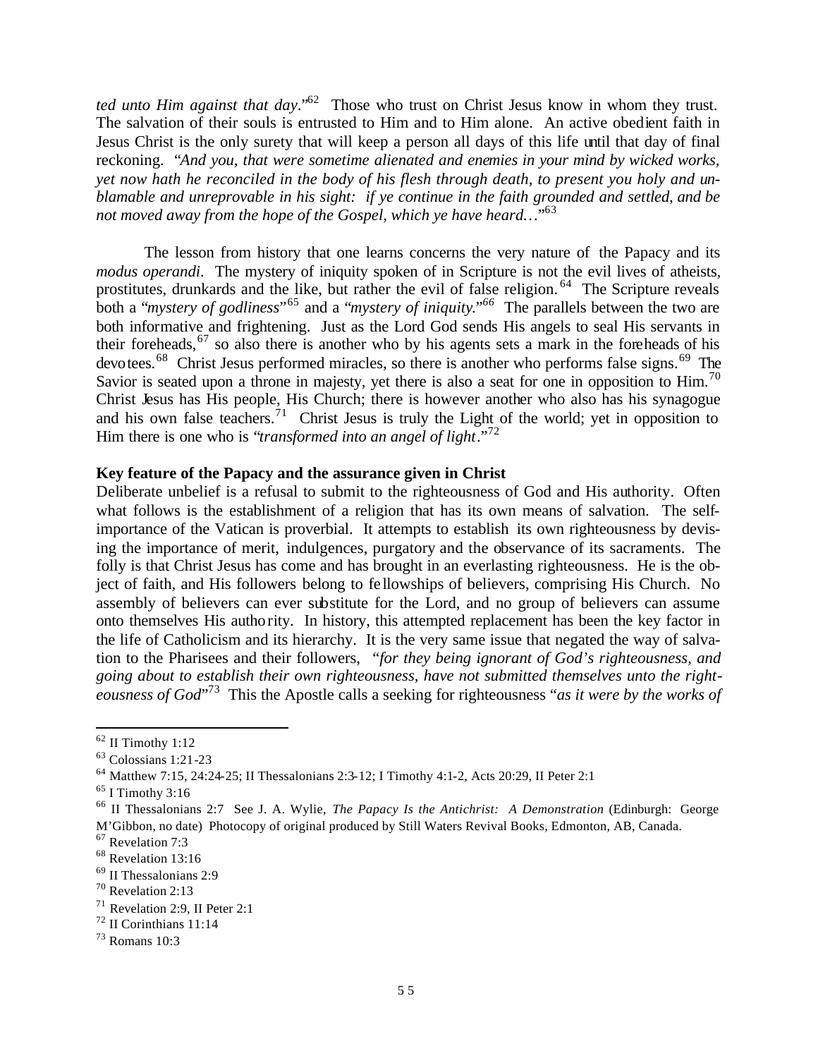*ted unto Him against that day*."[62] Those who trust on Christ Jesus know in whom they trust. The salvation of their souls is entrusted to Him and to Him alone. An active obedient faith in Jesus Christ is the only surety that will keep a person all days of this life until that day of final reckoning. "*And you, that were sometime alienated and enemies in your mind by wicked works, yet now hath he reconciled in the body of his flesh through death, to present you holy and unblamable and unreprovable in his sight: if ye continue in the faith grounded and settled, and be not moved away from the hope of the Gospel, which ye have heard…*"[63]

The lesson from history that one learns concerns the very nature of the Papacy and its *modus operandi*. The mystery of iniquity spoken of in Scripture is not the evil lives of atheists, prostitutes, drunkards and the like, but rather the evil of false religion.[64] The Scripture reveals both a "*mystery of godliness*"[65] and a "*mystery of iniquity.*"[66] The parallels between the two are both informative and frightening. Just as the Lord God sends His angels to seal His servants in their foreheads,[67] so also there is another who by his agents sets a mark in the foreheads of his devotees.[68] Christ Jesus performed miracles, so there is another who performs false signs.[69] The Savior is seated upon a throne in majesty, yet there is also a seat for one in opposition to Him.[70] Christ Jesus has His people, His Church; there is however another who also has his synagogue and his own false teachers.[71] Christ Jesus is truly the Light of the world; yet in opposition to Him there is one who is "*transformed into an angel of light*."[72]

**Key feature of the Papacy and the assurance given in Christ**

Deliberate unbelief is a refusal to submit to the righteousness of God and His authority. Often what follows is the establishment of a religion that has its own means of salvation. The self-importance of the Vatican is proverbial. It attempts to establish its own righteousness by devising the importance of merit, indulgences, purgatory and the observance of its sacraments. The folly is that Christ Jesus has come and has brought in an everlasting righteousness. He is the object of faith, and His followers belong to fellowships of believers, comprising His Church. No assembly of believers can ever substitute for the Lord, and no group of believers can assume onto themselves His authority. In history, this attempted replacement has been the key factor in the life of Catholicism and its hierarchy. It is the very same issue that negated the way of salvation to the Pharisees and their followers, "*for they being ignorant of God's righteousness, and going about to establish their own righteousness, have not submitted themselves unto the righteousness of God*"[73] This the Apostle calls a seeking for righteousness "*as it were by the works of*

---

[62] II Timothy 1:12

[63] Colossians 1:21-23

[64] Matthew 7:15, 24:24-25; II Thessalonians 2:3-12; I Timothy 4:1-2, Acts 20:29, II Peter 2:1

[65] I Timothy 3:16

[66] II Thessalonians 2:7 See J. A. Wylie, *The Papacy Is the Antichrist: A Demonstration* (Edinburgh: George M'Gibbon, no date) Photocopy of original produced by Still Waters Revival Books, Edmonton, AB, Canada.

[67] Revelation 7:3

[68] Revelation 13:16

[69] II Thessalonians 2:9

[70] Revelation 2:13

[71] Revelation 2:9, II Peter 2:1

[72] II Corinthians 11:14

[73] Romans 10:3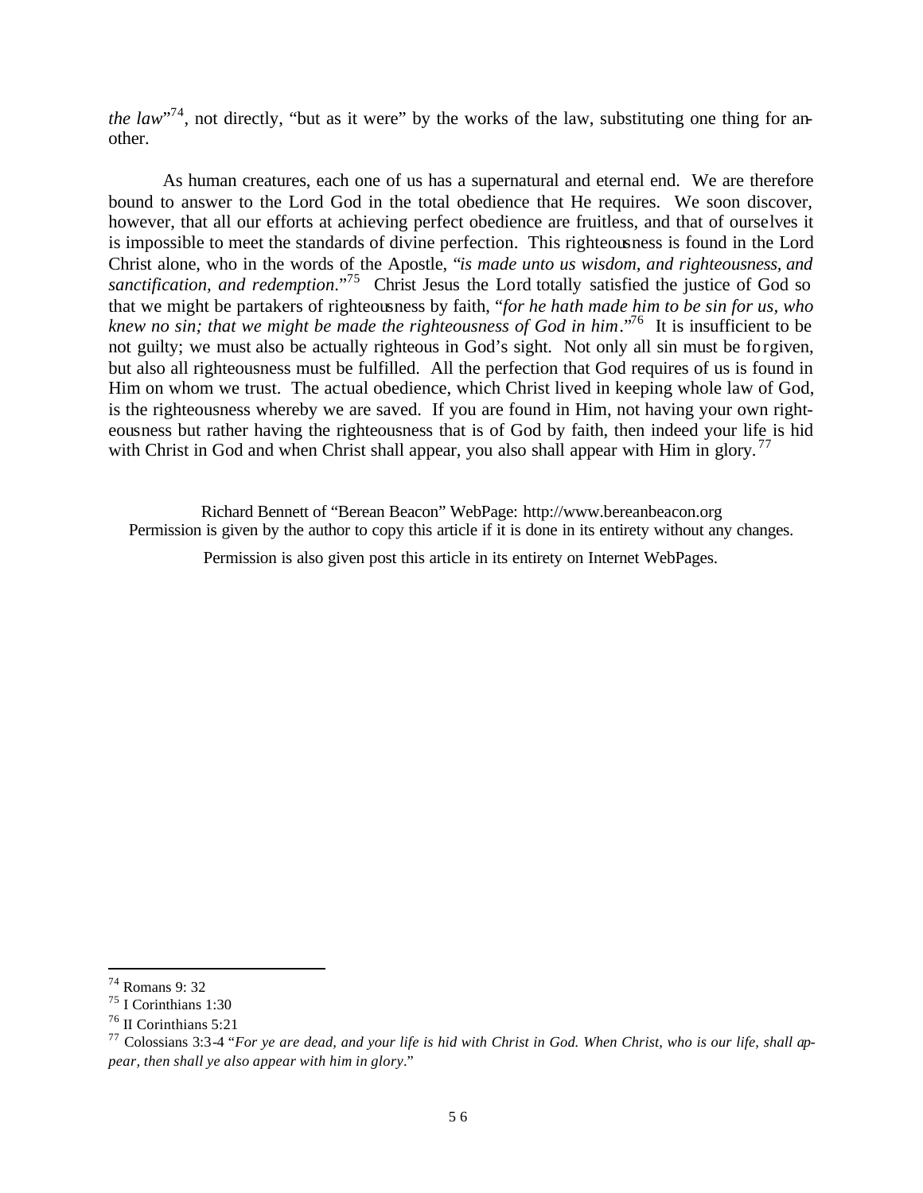*the law*"[74], not directly, "but as it were" by the works of the law, substituting one thing for another.

As human creatures, each one of us has a supernatural and eternal end. We are therefore bound to answer to the Lord God in the total obedience that He requires. We soon discover, however, that all our efforts at achieving perfect obedience are fruitless, and that of ourselves it is impossible to meet the standards of divine perfection. This righteousness is found in the Lord Christ alone, who in the words of the Apostle, "*is made unto us wisdom, and righteousness, and sanctification, and redemption*."[75] Christ Jesus the Lord totally satisfied the justice of God so that we might be partakers of righteousness by faith, "*for he hath made him to be sin for us, who knew no sin; that we might be made the righteousness of God in him*."[76] It is insufficient to be not guilty; we must also be actually righteous in God's sight. Not only all sin must be forgiven, but also all righteousness must be fulfilled. All the perfection that God requires of us is found in Him on whom we trust. The actual obedience, which Christ lived in keeping whole law of God, is the righteousness whereby we are saved. If you are found in Him, not having your own righteousness but rather having the righteousness that is of God by faith, then indeed your life is hid with Christ in God and when Christ shall appear, you also shall appear with Him in glory.[77]

Richard Bennett of "Berean Beacon" WebPage: http://www.bereanbeacon.org
Permission is given by the author to copy this article if it is done in its entirety without any changes.

Permission is also given post this article in its entirety on Internet WebPages.

---

[74] Romans 9: 32

[75] I Corinthians 1:30

[76] II Corinthians 5:21

[77] Colossians 3:3-4 "*For ye are dead, and your life is hid with Christ in God. When Christ, who is our life, shall appear, then shall ye also appear with him in glory*."